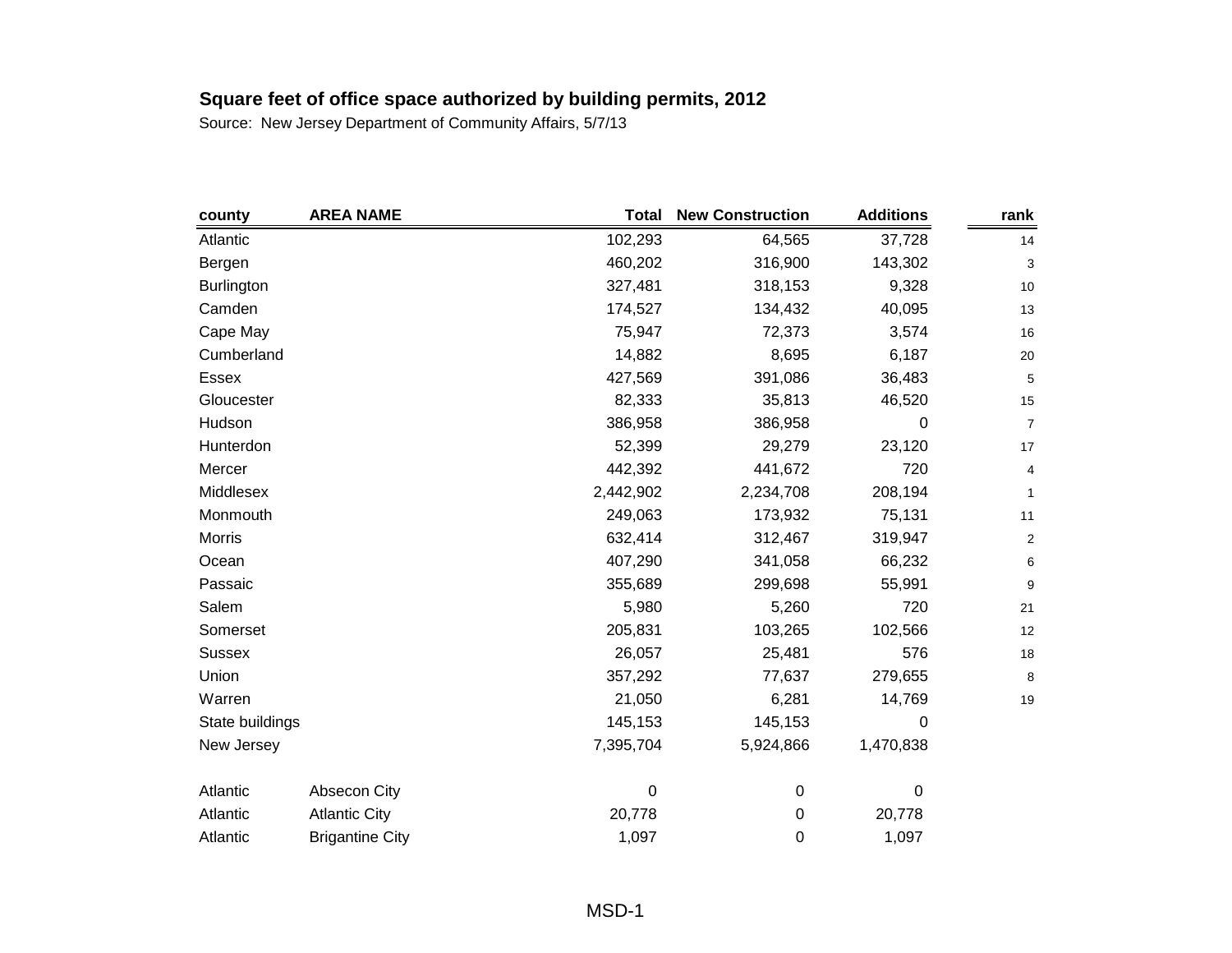**Square feet of office space authorized by building permits, 2012**

Source: New Jersey Department of Community Affairs, 5/7/13

| county | AREA NAME | Total | New Construction | Additions | rank |
|---|---|---|---|---|---|
| Atlantic | | 102,293 | 64,565 | 37,728 | 14 |
| Bergen | | 460,202 | 316,900 | 143,302 | 3 |
| Burlington | | 327,481 | 318,153 | 9,328 | 10 |
| Camden | | 174,527 | 134,432 | 40,095 | 13 |
| Cape May | | 75,947 | 72,373 | 3,574 | 16 |
| Cumberland | | 14,882 | 8,695 | 6,187 | 20 |
| Essex | | 427,569 | 391,086 | 36,483 | 5 |
| Gloucester | | 82,333 | 35,813 | 46,520 | 15 |
| Hudson | | 386,958 | 386,958 | 0 | 7 |
| Hunterdon | | 52,399 | 29,279 | 23,120 | 17 |
| Mercer | | 442,392 | 441,672 | 720 | 4 |
| Middlesex | | 2,442,902 | 2,234,708 | 208,194 | 1 |
| Monmouth | | 249,063 | 173,932 | 75,131 | 11 |
| Morris | | 632,414 | 312,467 | 319,947 | 2 |
| Ocean | | 407,290 | 341,058 | 66,232 | 6 |
| Passaic | | 355,689 | 299,698 | 55,991 | 9 |
| Salem | | 5,980 | 5,260 | 720 | 21 |
| Somerset | | 205,831 | 103,265 | 102,566 | 12 |
| Sussex | | 26,057 | 25,481 | 576 | 18 |
| Union | | 357,292 | 77,637 | 279,655 | 8 |
| Warren | | 21,050 | 6,281 | 14,769 | 19 |
| State buildings | | 145,153 | 145,153 | 0 | |
| New Jersey | | 7,395,704 | 5,924,866 | 1,470,838 | |
| | | | | | |
| Atlantic | Absecon City | 0 | 0 | 0 | |
| Atlantic | Atlantic City | 20,778 | 0 | 20,778 | |
| Atlantic | Brigantine City | 1,097 | 0 | 1,097 | |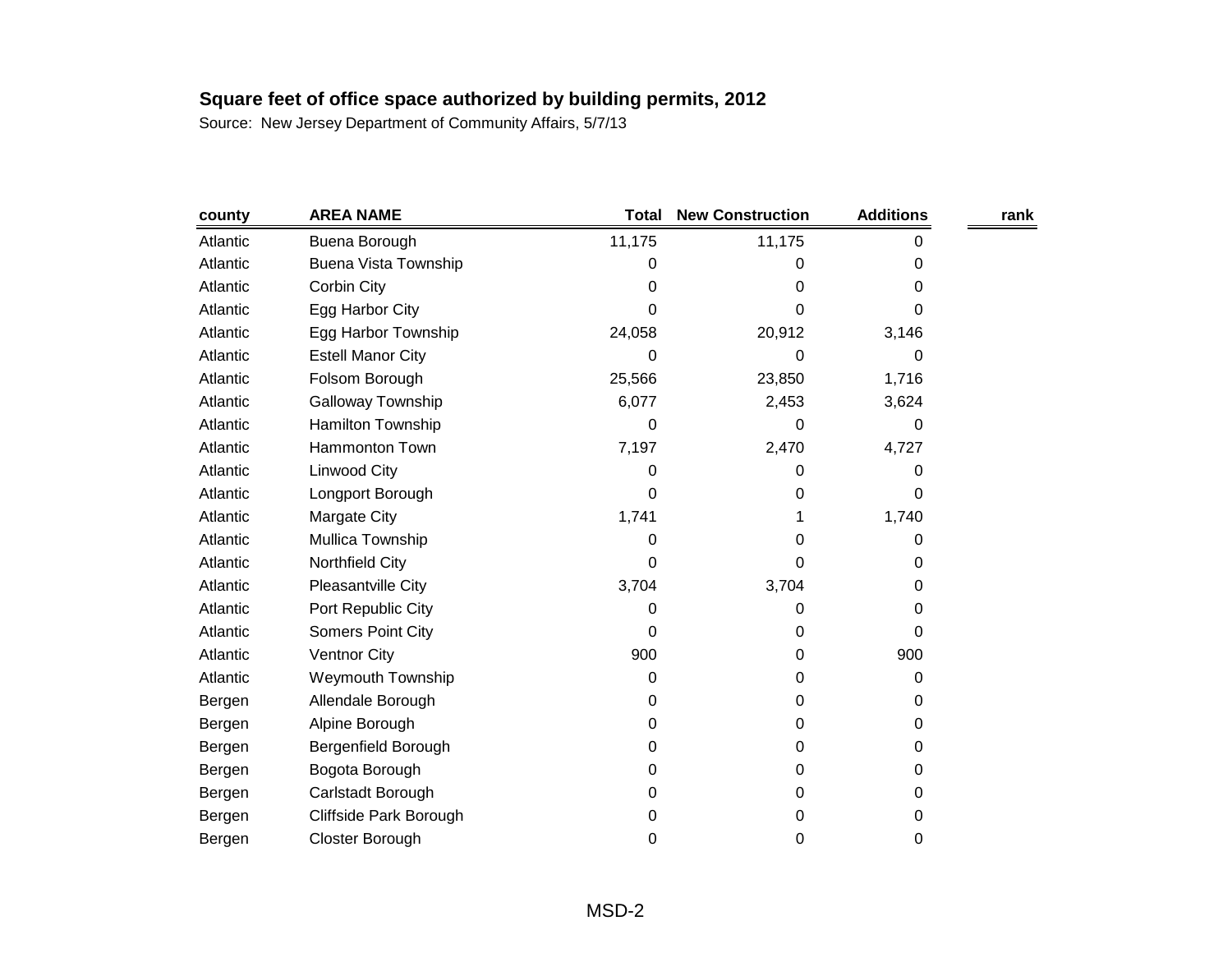**Square feet of office space authorized by building permits, 2012**

Source: New Jersey Department of Community Affairs, 5/7/13

| county | AREA NAME | Total | New Construction | Additions | rank |
|---|---|---|---|---|---|
| Atlantic | Buena Borough | 11,175 | 11,175 | 0 | |
| Atlantic | Buena Vista Township | 0 | 0 | 0 | |
| Atlantic | Corbin City | 0 | 0 | 0 | |
| Atlantic | Egg Harbor City | 0 | 0 | 0 | |
| Atlantic | Egg Harbor Township | 24,058 | 20,912 | 3,146 | |
| Atlantic | Estell Manor City | 0 | 0 | 0 | |
| Atlantic | Folsom Borough | 25,566 | 23,850 | 1,716 | |
| Atlantic | Galloway Township | 6,077 | 2,453 | 3,624 | |
| Atlantic | Hamilton Township | 0 | 0 | 0 | |
| Atlantic | Hammonton Town | 7,197 | 2,470 | 4,727 | |
| Atlantic | Linwood City | 0 | 0 | 0 | |
| Atlantic | Longport Borough | 0 | 0 | 0 | |
| Atlantic | Margate City | 1,741 | 1 | 1,740 | |
| Atlantic | Mullica Township | 0 | 0 | 0 | |
| Atlantic | Northfield City | 0 | 0 | 0 | |
| Atlantic | Pleasantville City | 3,704 | 3,704 | 0 | |
| Atlantic | Port Republic City | 0 | 0 | 0 | |
| Atlantic | Somers Point City | 0 | 0 | 0 | |
| Atlantic | Ventnor City | 900 | 0 | 900 | |
| Atlantic | Weymouth Township | 0 | 0 | 0 | |
| Bergen | Allendale Borough | 0 | 0 | 0 | |
| Bergen | Alpine Borough | 0 | 0 | 0 | |
| Bergen | Bergenfield Borough | 0 | 0 | 0 | |
| Bergen | Bogota Borough | 0 | 0 | 0 | |
| Bergen | Carlstadt Borough | 0 | 0 | 0 | |
| Bergen | Cliffside Park Borough | 0 | 0 | 0 | |
| Bergen | Closter Borough | 0 | 0 | 0 | |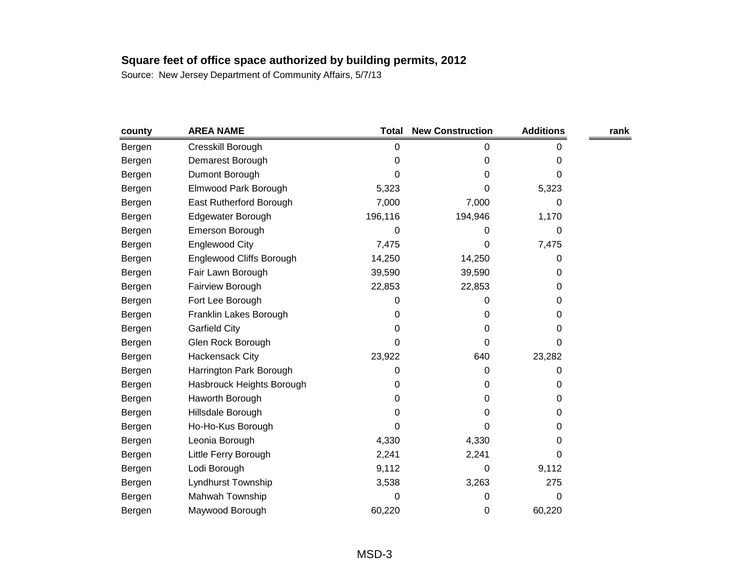**Square feet of office space authorized by building permits, 2012**

Source: New Jersey Department of Community Affairs, 5/7/13

| county | AREA NAME | Total | New Construction | Additions | rank |
|---|---|---|---|---|---|
| Bergen | Cresskill Borough | 0 | 0 | 0 | |
| Bergen | Demarest Borough | 0 | 0 | 0 | |
| Bergen | Dumont Borough | 0 | 0 | 0 | |
| Bergen | Elmwood Park Borough | 5,323 | 0 | 5,323 | |
| Bergen | East Rutherford Borough | 7,000 | 7,000 | 0 | |
| Bergen | Edgewater Borough | 196,116 | 194,946 | 1,170 | |
| Bergen | Emerson Borough | 0 | 0 | 0 | |
| Bergen | Englewood City | 7,475 | 0 | 7,475 | |
| Bergen | Englewood Cliffs Borough | 14,250 | 14,250 | 0 | |
| Bergen | Fair Lawn Borough | 39,590 | 39,590 | 0 | |
| Bergen | Fairview Borough | 22,853 | 22,853 | 0 | |
| Bergen | Fort Lee Borough | 0 | 0 | 0 | |
| Bergen | Franklin Lakes Borough | 0 | 0 | 0 | |
| Bergen | Garfield City | 0 | 0 | 0 | |
| Bergen | Glen Rock Borough | 0 | 0 | 0 | |
| Bergen | Hackensack City | 23,922 | 640 | 23,282 | |
| Bergen | Harrington Park Borough | 0 | 0 | 0 | |
| Bergen | Hasbrouck Heights Borough | 0 | 0 | 0 | |
| Bergen | Haworth Borough | 0 | 0 | 0 | |
| Bergen | Hillsdale Borough | 0 | 0 | 0 | |
| Bergen | Ho-Ho-Kus Borough | 0 | 0 | 0 | |
| Bergen | Leonia Borough | 4,330 | 4,330 | 0 | |
| Bergen | Little Ferry Borough | 2,241 | 2,241 | 0 | |
| Bergen | Lodi Borough | 9,112 | 0 | 9,112 | |
| Bergen | Lyndhurst Township | 3,538 | 3,263 | 275 | |
| Bergen | Mahwah Township | 0 | 0 | 0 | |
| Bergen | Maywood Borough | 60,220 | 0 | 60,220 | |

MSD-3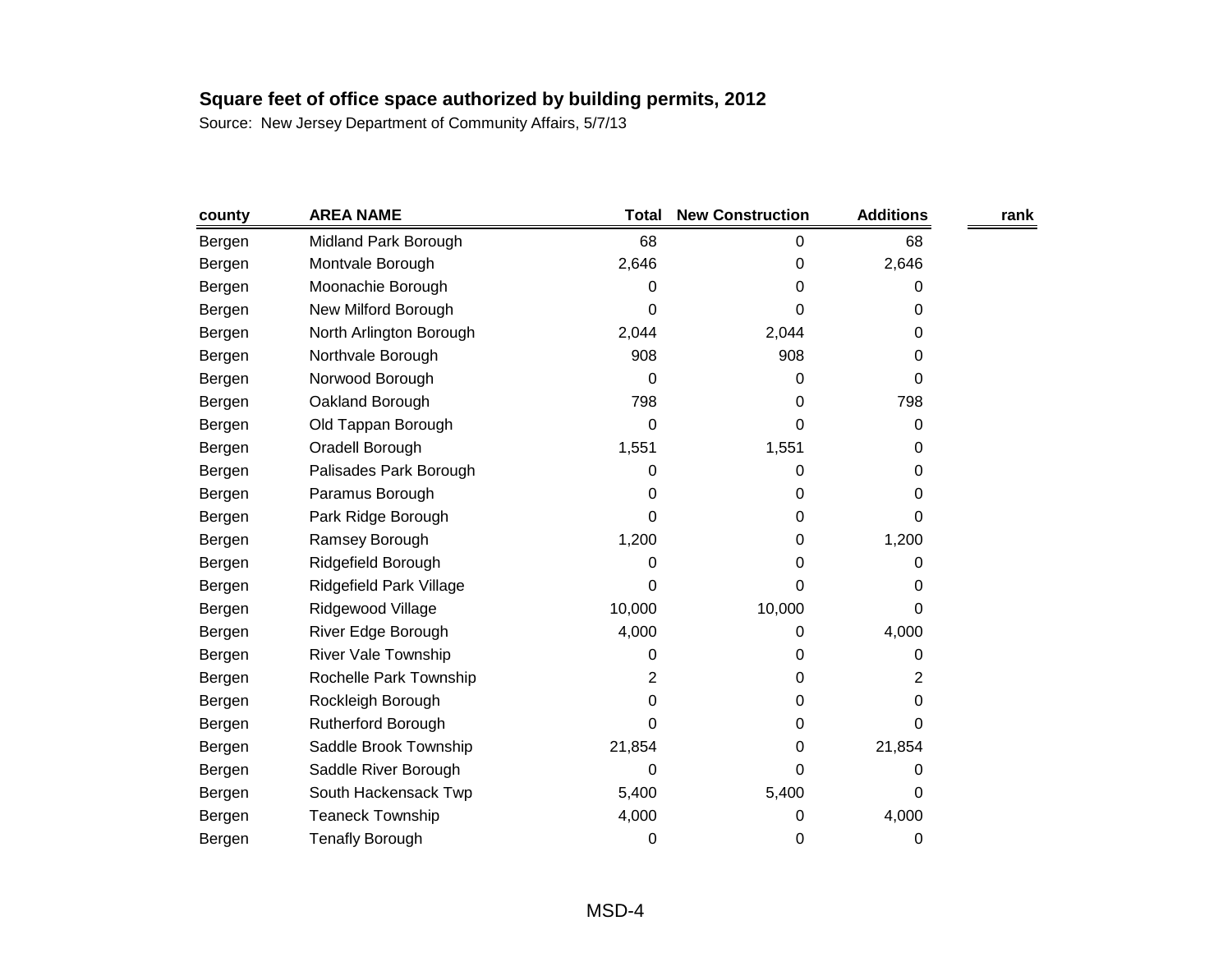**Square feet of office space authorized by building permits, 2012**

Source: New Jersey Department of Community Affairs, 5/7/13

| county | AREA NAME | Total | New Construction | Additions | rank |
|---|---|---|---|---|---|
| Bergen | Midland Park Borough | 68 | 0 | 68 | |
| Bergen | Montvale Borough | 2,646 | 0 | 2,646 | |
| Bergen | Moonachie Borough | 0 | 0 | 0 | |
| Bergen | New Milford Borough | 0 | 0 | 0 | |
| Bergen | North Arlington Borough | 2,044 | 2,044 | 0 | |
| Bergen | Northvale Borough | 908 | 908 | 0 | |
| Bergen | Norwood Borough | 0 | 0 | 0 | |
| Bergen | Oakland Borough | 798 | 0 | 798 | |
| Bergen | Old Tappan Borough | 0 | 0 | 0 | |
| Bergen | Oradell Borough | 1,551 | 1,551 | 0 | |
| Bergen | Palisades Park Borough | 0 | 0 | 0 | |
| Bergen | Paramus Borough | 0 | 0 | 0 | |
| Bergen | Park Ridge Borough | 0 | 0 | 0 | |
| Bergen | Ramsey Borough | 1,200 | 0 | 1,200 | |
| Bergen | Ridgefield Borough | 0 | 0 | 0 | |
| Bergen | Ridgefield Park Village | 0 | 0 | 0 | |
| Bergen | Ridgewood Village | 10,000 | 10,000 | 0 | |
| Bergen | River Edge Borough | 4,000 | 0 | 4,000 | |
| Bergen | River Vale Township | 0 | 0 | 0 | |
| Bergen | Rochelle Park Township | 2 | 0 | 2 | |
| Bergen | Rockleigh Borough | 0 | 0 | 0 | |
| Bergen | Rutherford Borough | 0 | 0 | 0 | |
| Bergen | Saddle Brook Township | 21,854 | 0 | 21,854 | |
| Bergen | Saddle River Borough | 0 | 0 | 0 | |
| Bergen | South Hackensack Twp | 5,400 | 5,400 | 0 | |
| Bergen | Teaneck Township | 4,000 | 0 | 4,000 | |
| Bergen | Tenafly Borough | 0 | 0 | 0 | |

MSD-4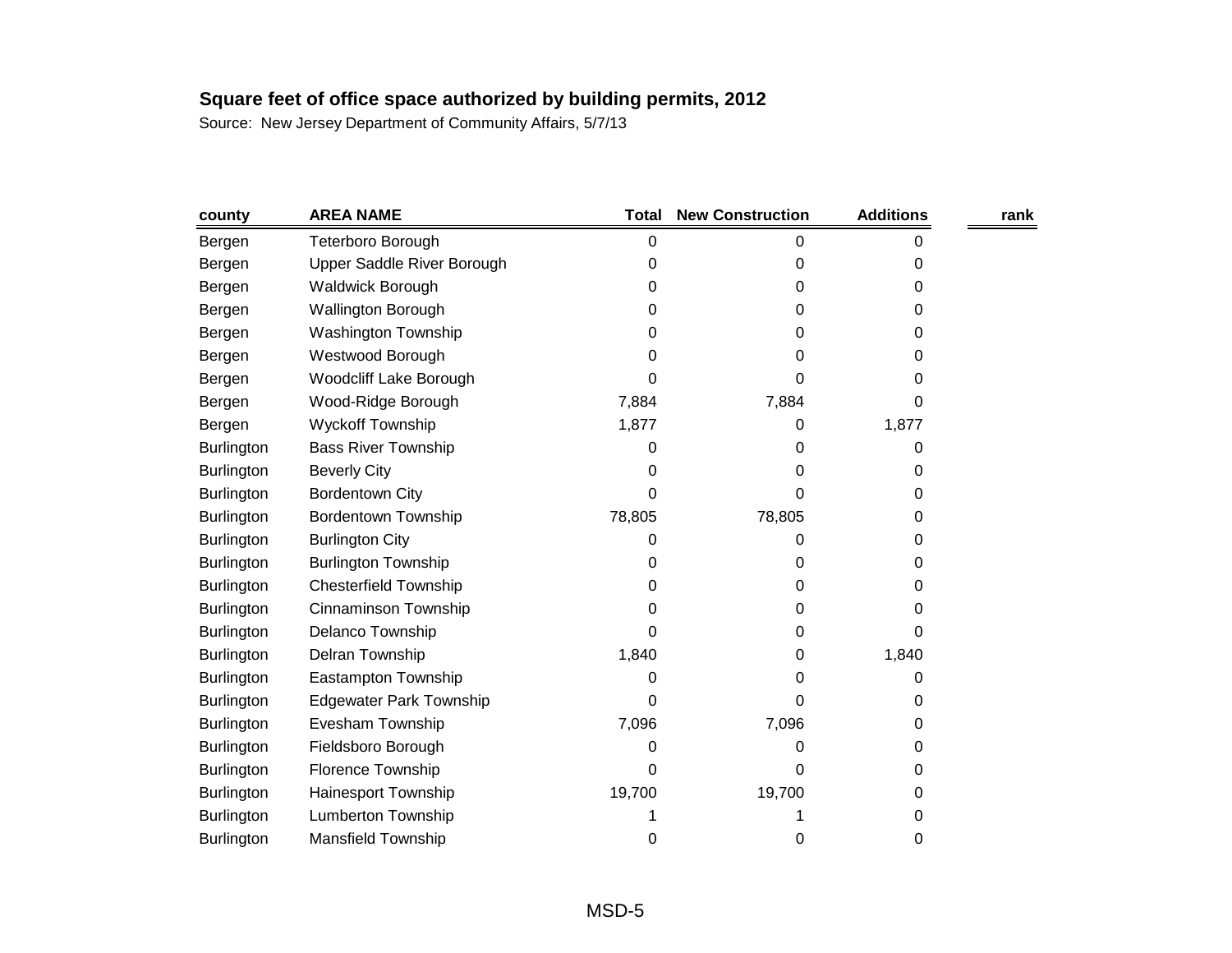**Square feet of office space authorized by building permits, 2012**

Source: New Jersey Department of Community Affairs, 5/7/13

| county | AREA NAME | Total | New Construction | Additions | rank |
|---|---|---|---|---|---|
| Bergen | Teterboro Borough | 0 | 0 | 0 | |
| Bergen | Upper Saddle River Borough | 0 | 0 | 0 | |
| Bergen | Waldwick Borough | 0 | 0 | 0 | |
| Bergen | Wallington Borough | 0 | 0 | 0 | |
| Bergen | Washington Township | 0 | 0 | 0 | |
| Bergen | Westwood Borough | 0 | 0 | 0 | |
| Bergen | Woodcliff Lake Borough | 0 | 0 | 0 | |
| Bergen | Wood-Ridge Borough | 7,884 | 7,884 | 0 | |
| Bergen | Wyckoff Township | 1,877 | 0 | 1,877 | |
| Burlington | Bass River Township | 0 | 0 | 0 | |
| Burlington | Beverly City | 0 | 0 | 0 | |
| Burlington | Bordentown City | 0 | 0 | 0 | |
| Burlington | Bordentown Township | 78,805 | 78,805 | 0 | |
| Burlington | Burlington City | 0 | 0 | 0 | |
| Burlington | Burlington Township | 0 | 0 | 0 | |
| Burlington | Chesterfield Township | 0 | 0 | 0 | |
| Burlington | Cinnaminson Township | 0 | 0 | 0 | |
| Burlington | Delanco Township | 0 | 0 | 0 | |
| Burlington | Delran Township | 1,840 | 0 | 1,840 | |
| Burlington | Eastampton Township | 0 | 0 | 0 | |
| Burlington | Edgewater Park Township | 0 | 0 | 0 | |
| Burlington | Evesham Township | 7,096 | 7,096 | 0 | |
| Burlington | Fieldsboro Borough | 0 | 0 | 0 | |
| Burlington | Florence Township | 0 | 0 | 0 | |
| Burlington | Hainesport Township | 19,700 | 19,700 | 0 | |
| Burlington | Lumberton Township | 1 | 1 | 0 | |
| Burlington | Mansfield Township | 0 | 0 | 0 | |

MSD-5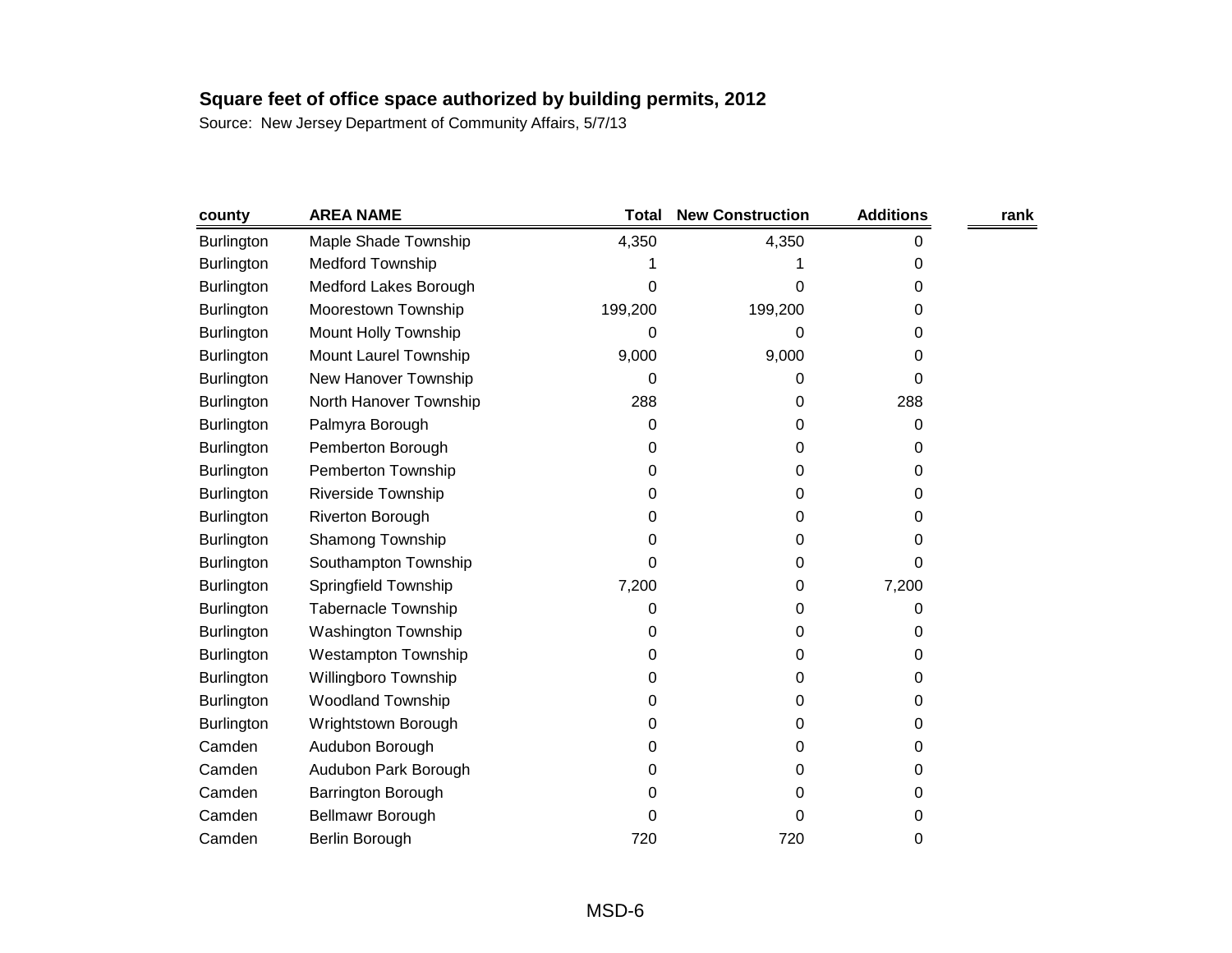**Square feet of office space authorized by building permits, 2012**

Source: New Jersey Department of Community Affairs, 5/7/13

| county | AREA NAME | Total | New Construction | Additions | rank |
|---|---|---|---|---|---|
| Burlington | Maple Shade Township | 4,350 | 4,350 | 0 | |
| Burlington | Medford Township | 1 | 1 | 0 | |
| Burlington | Medford Lakes Borough | 0 | 0 | 0 | |
| Burlington | Moorestown Township | 199,200 | 199,200 | 0 | |
| Burlington | Mount Holly Township | 0 | 0 | 0 | |
| Burlington | Mount Laurel Township | 9,000 | 9,000 | 0 | |
| Burlington | New Hanover Township | 0 | 0 | 0 | |
| Burlington | North Hanover Township | 288 | 0 | 288 | |
| Burlington | Palmyra Borough | 0 | 0 | 0 | |
| Burlington | Pemberton Borough | 0 | 0 | 0 | |
| Burlington | Pemberton Township | 0 | 0 | 0 | |
| Burlington | Riverside Township | 0 | 0 | 0 | |
| Burlington | Riverton Borough | 0 | 0 | 0 | |
| Burlington | Shamong Township | 0 | 0 | 0 | |
| Burlington | Southampton Township | 0 | 0 | 0 | |
| Burlington | Springfield Township | 7,200 | 0 | 7,200 | |
| Burlington | Tabernacle Township | 0 | 0 | 0 | |
| Burlington | Washington Township | 0 | 0 | 0 | |
| Burlington | Westampton Township | 0 | 0 | 0 | |
| Burlington | Willingboro Township | 0 | 0 | 0 | |
| Burlington | Woodland Township | 0 | 0 | 0 | |
| Burlington | Wrightstown Borough | 0 | 0 | 0 | |
| Camden | Audubon Borough | 0 | 0 | 0 | |
| Camden | Audubon Park Borough | 0 | 0 | 0 | |
| Camden | Barrington Borough | 0 | 0 | 0 | |
| Camden | Bellmawr Borough | 0 | 0 | 0 | |
| Camden | Berlin Borough | 720 | 720 | 0 | |

MSD-6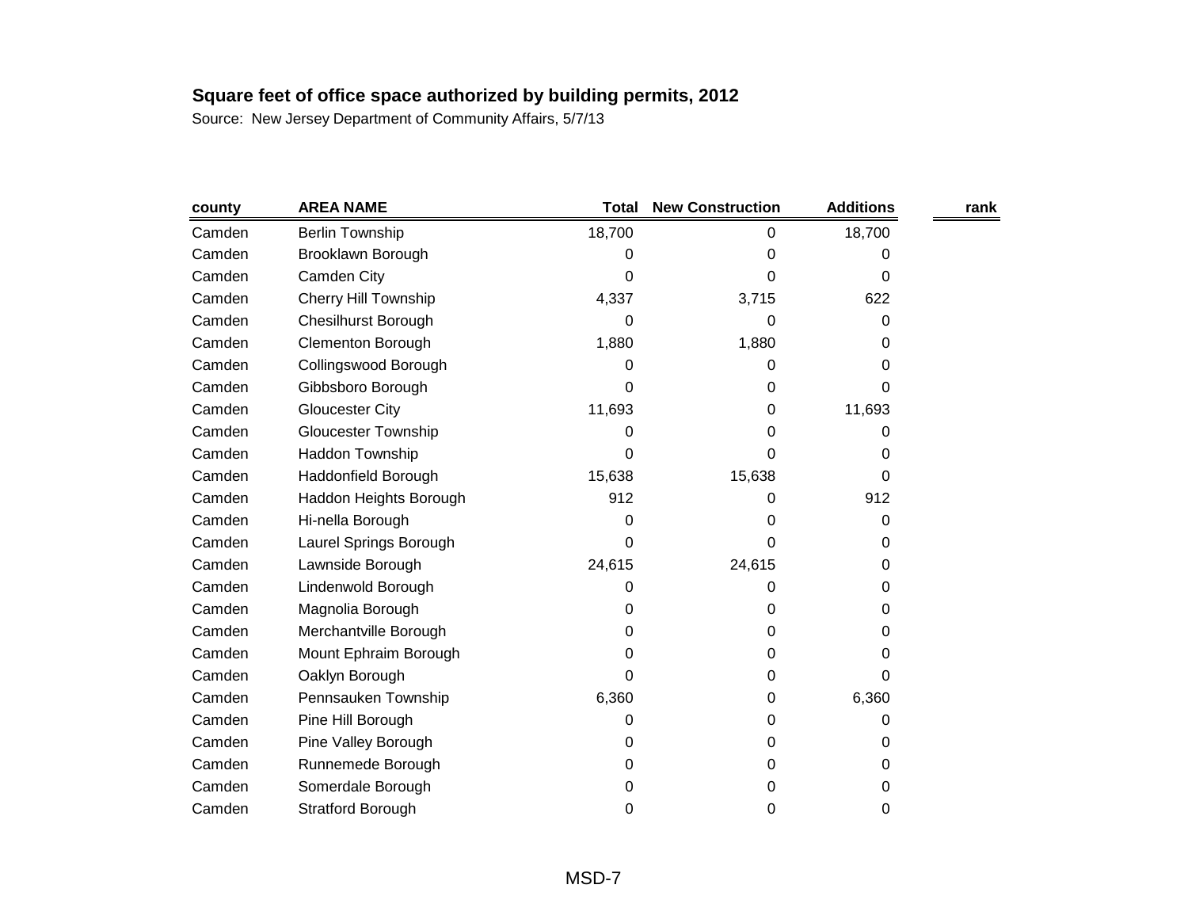**Square feet of office space authorized by building permits, 2012**

Source: New Jersey Department of Community Affairs, 5/7/13

| county | AREA NAME | Total | New Construction | Additions | rank |
|---|---|---|---|---|---|
| Camden | Berlin Township | 18,700 | 0 | 18,700 | |
| Camden | Brooklawn Borough | 0 | 0 | 0 | |
| Camden | Camden City | 0 | 0 | 0 | |
| Camden | Cherry Hill Township | 4,337 | 3,715 | 622 | |
| Camden | Chesilhurst Borough | 0 | 0 | 0 | |
| Camden | Clementon Borough | 1,880 | 1,880 | 0 | |
| Camden | Collingswood Borough | 0 | 0 | 0 | |
| Camden | Gibbsboro Borough | 0 | 0 | 0 | |
| Camden | Gloucester City | 11,693 | 0 | 11,693 | |
| Camden | Gloucester Township | 0 | 0 | 0 | |
| Camden | Haddon Township | 0 | 0 | 0 | |
| Camden | Haddonfield Borough | 15,638 | 15,638 | 0 | |
| Camden | Haddon Heights Borough | 912 | 0 | 912 | |
| Camden | Hi-nella Borough | 0 | 0 | 0 | |
| Camden | Laurel Springs Borough | 0 | 0 | 0 | |
| Camden | Lawnside Borough | 24,615 | 24,615 | 0 | |
| Camden | Lindenwold Borough | 0 | 0 | 0 | |
| Camden | Magnolia Borough | 0 | 0 | 0 | |
| Camden | Merchantville Borough | 0 | 0 | 0 | |
| Camden | Mount Ephraim Borough | 0 | 0 | 0 | |
| Camden | Oaklyn Borough | 0 | 0 | 0 | |
| Camden | Pennsauken Township | 6,360 | 0 | 6,360 | |
| Camden | Pine Hill Borough | 0 | 0 | 0 | |
| Camden | Pine Valley Borough | 0 | 0 | 0 | |
| Camden | Runnemede Borough | 0 | 0 | 0 | |
| Camden | Somerdale Borough | 0 | 0 | 0 | |
| Camden | Stratford Borough | 0 | 0 | 0 | |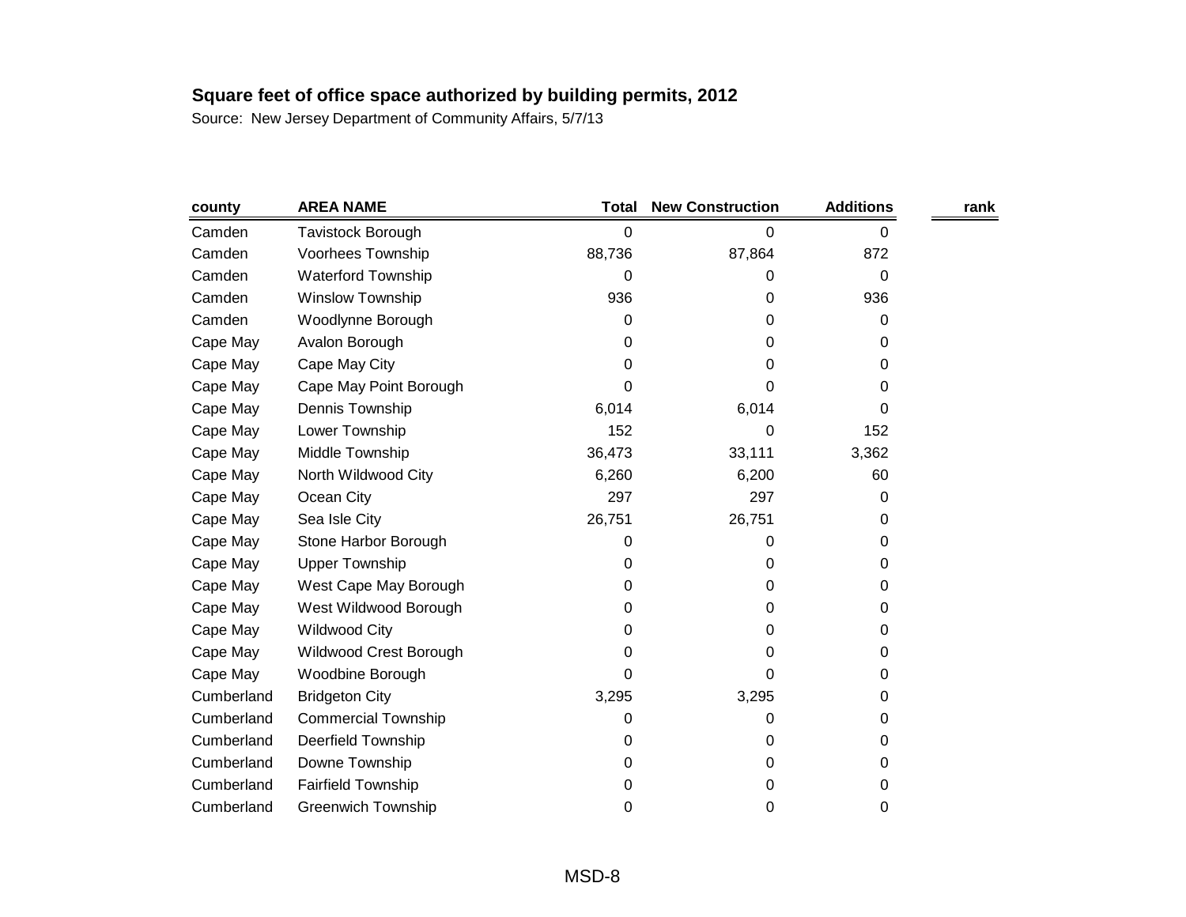## Square feet of office space authorized by building permits, 2012

Source: New Jersey Department of Community Affairs, 5/7/13

| county | AREA NAME | Total | New Construction | Additions | rank |
|---|---|---|---|---|---|
| Camden | Tavistock Borough | 0 | 0 | 0 | |
| Camden | Voorhees Township | 88,736 | 87,864 | 872 | |
| Camden | Waterford Township | 0 | 0 | 0 | |
| Camden | Winslow Township | 936 | 0 | 936 | |
| Camden | Woodlynne Borough | 0 | 0 | 0 | |
| Cape May | Avalon Borough | 0 | 0 | 0 | |
| Cape May | Cape May City | 0 | 0 | 0 | |
| Cape May | Cape May Point Borough | 0 | 0 | 0 | |
| Cape May | Dennis Township | 6,014 | 6,014 | 0 | |
| Cape May | Lower Township | 152 | 0 | 152 | |
| Cape May | Middle Township | 36,473 | 33,111 | 3,362 | |
| Cape May | North Wildwood City | 6,260 | 6,200 | 60 | |
| Cape May | Ocean City | 297 | 297 | 0 | |
| Cape May | Sea Isle City | 26,751 | 26,751 | 0 | |
| Cape May | Stone Harbor Borough | 0 | 0 | 0 | |
| Cape May | Upper Township | 0 | 0 | 0 | |
| Cape May | West Cape May Borough | 0 | 0 | 0 | |
| Cape May | West Wildwood Borough | 0 | 0 | 0 | |
| Cape May | Wildwood City | 0 | 0 | 0 | |
| Cape May | Wildwood Crest Borough | 0 | 0 | 0 | |
| Cape May | Woodbine Borough | 0 | 0 | 0 | |
| Cumberland | Bridgeton City | 3,295 | 3,295 | 0 | |
| Cumberland | Commercial Township | 0 | 0 | 0 | |
| Cumberland | Deerfield Township | 0 | 0 | 0 | |
| Cumberland | Downe Township | 0 | 0 | 0 | |
| Cumberland | Fairfield Township | 0 | 0 | 0 | |
| Cumberland | Greenwich Township | 0 | 0 | 0 | |

MSD-8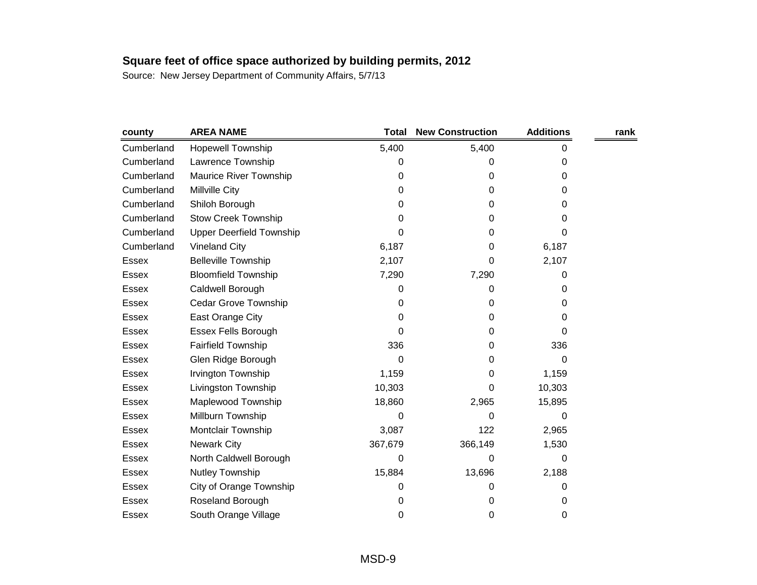**Square feet of office space authorized by building permits, 2012**

Source: New Jersey Department of Community Affairs, 5/7/13

| county | AREA NAME | Total | New Construction | Additions | rank |
|---|---|---|---|---|---|
| Cumberland | Hopewell Township | 5,400 | 5,400 | 0 | |
| Cumberland | Lawrence Township | 0 | 0 | 0 | |
| Cumberland | Maurice River Township | 0 | 0 | 0 | |
| Cumberland | Millville City | 0 | 0 | 0 | |
| Cumberland | Shiloh Borough | 0 | 0 | 0 | |
| Cumberland | Stow Creek Township | 0 | 0 | 0 | |
| Cumberland | Upper Deerfield Township | 0 | 0 | 0 | |
| Cumberland | Vineland City | 6,187 | 0 | 6,187 | |
| Essex | Belleville Township | 2,107 | 0 | 2,107 | |
| Essex | Bloomfield Township | 7,290 | 7,290 | 0 | |
| Essex | Caldwell Borough | 0 | 0 | 0 | |
| Essex | Cedar Grove Township | 0 | 0 | 0 | |
| Essex | East Orange City | 0 | 0 | 0 | |
| Essex | Essex Fells Borough | 0 | 0 | 0 | |
| Essex | Fairfield Township | 336 | 0 | 336 | |
| Essex | Glen Ridge Borough | 0 | 0 | 0 | |
| Essex | Irvington Township | 1,159 | 0 | 1,159 | |
| Essex | Livingston Township | 10,303 | 0 | 10,303 | |
| Essex | Maplewood Township | 18,860 | 2,965 | 15,895 | |
| Essex | Millburn Township | 0 | 0 | 0 | |
| Essex | Montclair Township | 3,087 | 122 | 2,965 | |
| Essex | Newark City | 367,679 | 366,149 | 1,530 | |
| Essex | North Caldwell Borough | 0 | 0 | 0 | |
| Essex | Nutley Township | 15,884 | 13,696 | 2,188 | |
| Essex | City of Orange Township | 0 | 0 | 0 | |
| Essex | Roseland Borough | 0 | 0 | 0 | |
| Essex | South Orange Village | 0 | 0 | 0 | |

MSD-9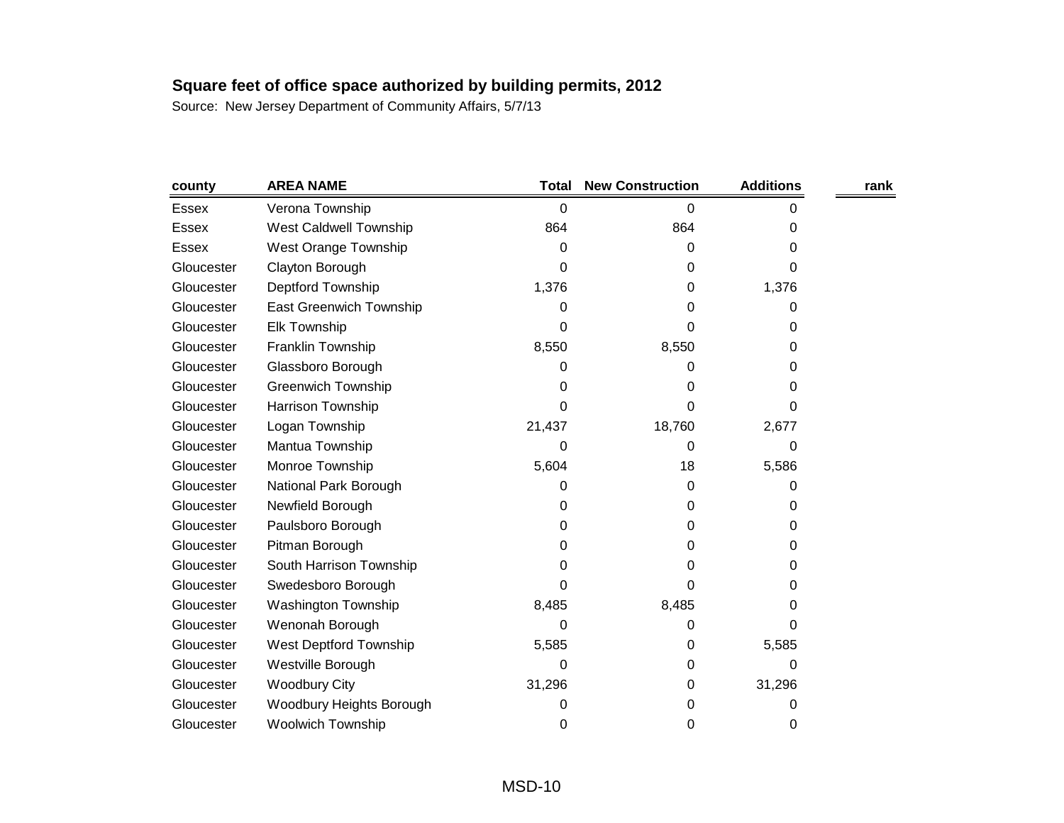**Square feet of office space authorized by building permits, 2012**

Source: New Jersey Department of Community Affairs, 5/7/13

| county | AREA NAME | Total | New Construction | Additions | rank |
|---|---|---|---|---|---|
| Essex | Verona Township | 0 | 0 | 0 | |
| Essex | West Caldwell Township | 864 | 864 | 0 | |
| Essex | West Orange Township | 0 | 0 | 0 | |
| Gloucester | Clayton Borough | 0 | 0 | 0 | |
| Gloucester | Deptford Township | 1,376 | 0 | 1,376 | |
| Gloucester | East Greenwich Township | 0 | 0 | 0 | |
| Gloucester | Elk Township | 0 | 0 | 0 | |
| Gloucester | Franklin Township | 8,550 | 8,550 | 0 | |
| Gloucester | Glassboro Borough | 0 | 0 | 0 | |
| Gloucester | Greenwich Township | 0 | 0 | 0 | |
| Gloucester | Harrison Township | 0 | 0 | 0 | |
| Gloucester | Logan Township | 21,437 | 18,760 | 2,677 | |
| Gloucester | Mantua Township | 0 | 0 | 0 | |
| Gloucester | Monroe Township | 5,604 | 18 | 5,586 | |
| Gloucester | National Park Borough | 0 | 0 | 0 | |
| Gloucester | Newfield Borough | 0 | 0 | 0 | |
| Gloucester | Paulsboro Borough | 0 | 0 | 0 | |
| Gloucester | Pitman Borough | 0 | 0 | 0 | |
| Gloucester | South Harrison Township | 0 | 0 | 0 | |
| Gloucester | Swedesboro Borough | 0 | 0 | 0 | |
| Gloucester | Washington Township | 8,485 | 8,485 | 0 | |
| Gloucester | Wenonah Borough | 0 | 0 | 0 | |
| Gloucester | West Deptford Township | 5,585 | 0 | 5,585 | |
| Gloucester | Westville Borough | 0 | 0 | 0 | |
| Gloucester | Woodbury City | 31,296 | 0 | 31,296 | |
| Gloucester | Woodbury Heights Borough | 0 | 0 | 0 | |
| Gloucester | Woolwich Township | 0 | 0 | 0 | |

MSD-10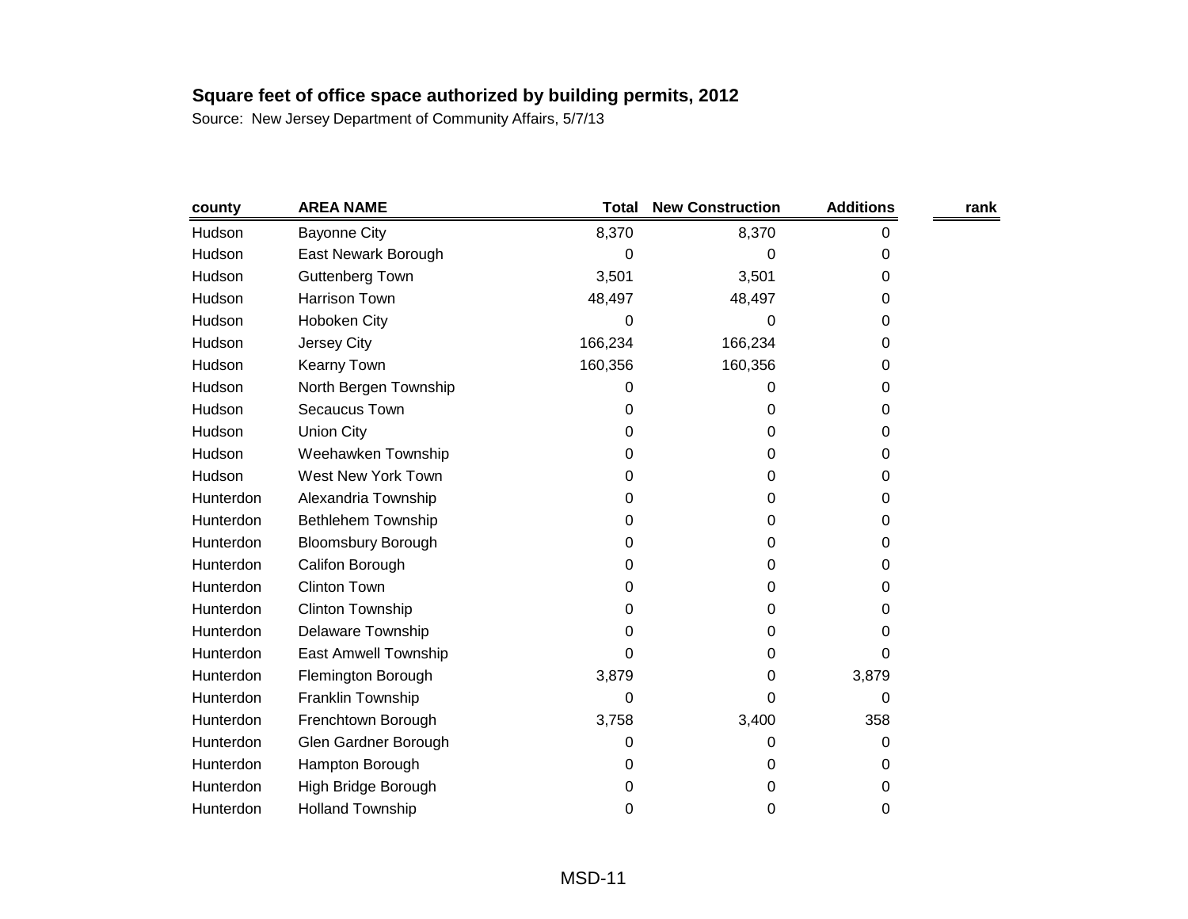**Square feet of office space authorized by building permits, 2012**

Source: New Jersey Department of Community Affairs, 5/7/13

| county | AREA NAME | Total | New Construction | Additions | rank |
|---|---|---|---|---|---|
| Hudson | Bayonne City | 8,370 | 8,370 | 0 | |
| Hudson | East Newark Borough | 0 | 0 | 0 | |
| Hudson | Guttenberg Town | 3,501 | 3,501 | 0 | |
| Hudson | Harrison Town | 48,497 | 48,497 | 0 | |
| Hudson | Hoboken City | 0 | 0 | 0 | |
| Hudson | Jersey City | 166,234 | 166,234 | 0 | |
| Hudson | Kearny Town | 160,356 | 160,356 | 0 | |
| Hudson | North Bergen Township | 0 | 0 | 0 | |
| Hudson | Secaucus Town | 0 | 0 | 0 | |
| Hudson | Union City | 0 | 0 | 0 | |
| Hudson | Weehawken Township | 0 | 0 | 0 | |
| Hudson | West New York Town | 0 | 0 | 0 | |
| Hunterdon | Alexandria Township | 0 | 0 | 0 | |
| Hunterdon | Bethlehem Township | 0 | 0 | 0 | |
| Hunterdon | Bloomsbury Borough | 0 | 0 | 0 | |
| Hunterdon | Califon Borough | 0 | 0 | 0 | |
| Hunterdon | Clinton Town | 0 | 0 | 0 | |
| Hunterdon | Clinton Township | 0 | 0 | 0 | |
| Hunterdon | Delaware Township | 0 | 0 | 0 | |
| Hunterdon | East Amwell Township | 0 | 0 | 0 | |
| Hunterdon | Flemington Borough | 3,879 | 0 | 3,879 | |
| Hunterdon | Franklin Township | 0 | 0 | 0 | |
| Hunterdon | Frenchtown Borough | 3,758 | 3,400 | 358 | |
| Hunterdon | Glen Gardner Borough | 0 | 0 | 0 | |
| Hunterdon | Hampton Borough | 0 | 0 | 0 | |
| Hunterdon | High Bridge Borough | 0 | 0 | 0 | |
| Hunterdon | Holland Township | 0 | 0 | 0 | |

MSD-11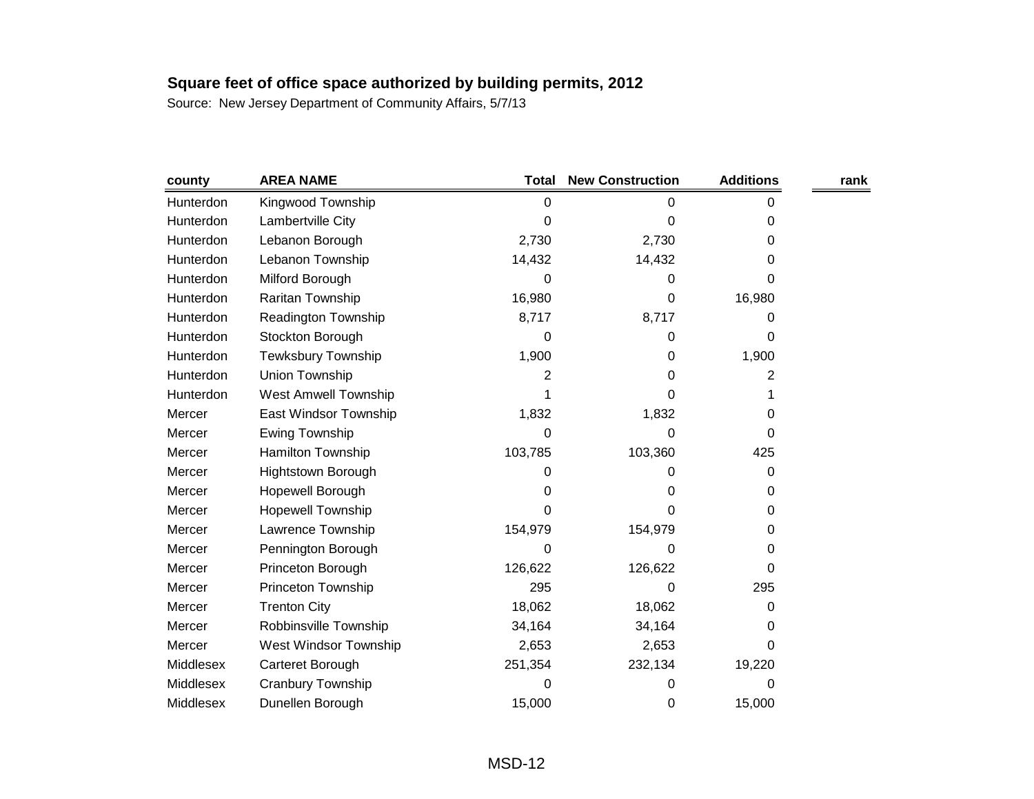**Square feet of office space authorized by building permits, 2012**

Source: New Jersey Department of Community Affairs, 5/7/13

| county | AREA NAME | Total | New Construction | Additions | rank |
|---|---|---|---|---|---|
| Hunterdon | Kingwood Township | 0 | 0 | 0 | |
| Hunterdon | Lambertville City | 0 | 0 | 0 | |
| Hunterdon | Lebanon Borough | 2,730 | 2,730 | 0 | |
| Hunterdon | Lebanon Township | 14,432 | 14,432 | 0 | |
| Hunterdon | Milford Borough | 0 | 0 | 0 | |
| Hunterdon | Raritan Township | 16,980 | 0 | 16,980 | |
| Hunterdon | Readington Township | 8,717 | 8,717 | 0 | |
| Hunterdon | Stockton Borough | 0 | 0 | 0 | |
| Hunterdon | Tewksbury Township | 1,900 | 0 | 1,900 | |
| Hunterdon | Union Township | 2 | 0 | 2 | |
| Hunterdon | West Amwell Township | 1 | 0 | 1 | |
| Mercer | East Windsor Township | 1,832 | 1,832 | 0 | |
| Mercer | Ewing Township | 0 | 0 | 0 | |
| Mercer | Hamilton Township | 103,785 | 103,360 | 425 | |
| Mercer | Hightstown Borough | 0 | 0 | 0 | |
| Mercer | Hopewell Borough | 0 | 0 | 0 | |
| Mercer | Hopewell Township | 0 | 0 | 0 | |
| Mercer | Lawrence Township | 154,979 | 154,979 | 0 | |
| Mercer | Pennington Borough | 0 | 0 | 0 | |
| Mercer | Princeton Borough | 126,622 | 126,622 | 0 | |
| Mercer | Princeton Township | 295 | 0 | 295 | |
| Mercer | Trenton City | 18,062 | 18,062 | 0 | |
| Mercer | Robbinsville Township | 34,164 | 34,164 | 0 | |
| Mercer | West Windsor Township | 2,653 | 2,653 | 0 | |
| Middlesex | Carteret Borough | 251,354 | 232,134 | 19,220 | |
| Middlesex | Cranbury Township | 0 | 0 | 0 | |
| Middlesex | Dunellen Borough | 15,000 | 0 | 15,000 | |

MSD-12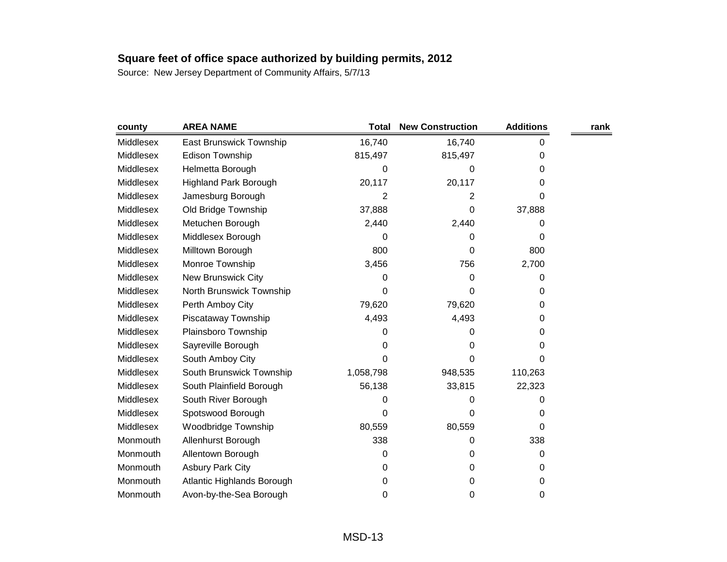**Square feet of office space authorized by building permits, 2012**

Source: New Jersey Department of Community Affairs, 5/7/13

| county | AREA NAME | Total | New Construction | Additions | rank |
|---|---|---|---|---|---|
| Middlesex | East Brunswick Township | 16,740 | 16,740 | 0 | |
| Middlesex | Edison Township | 815,497 | 815,497 | 0 | |
| Middlesex | Helmetta Borough | 0 | 0 | 0 | |
| Middlesex | Highland Park Borough | 20,117 | 20,117 | 0 | |
| Middlesex | Jamesburg Borough | 2 | 2 | 0 | |
| Middlesex | Old Bridge Township | 37,888 | 0 | 37,888 | |
| Middlesex | Metuchen Borough | 2,440 | 2,440 | 0 | |
| Middlesex | Middlesex Borough | 0 | 0 | 0 | |
| Middlesex | Milltown Borough | 800 | 0 | 800 | |
| Middlesex | Monroe Township | 3,456 | 756 | 2,700 | |
| Middlesex | New Brunswick City | 0 | 0 | 0 | |
| Middlesex | North Brunswick Township | 0 | 0 | 0 | |
| Middlesex | Perth Amboy City | 79,620 | 79,620 | 0 | |
| Middlesex | Piscataway Township | 4,493 | 4,493 | 0 | |
| Middlesex | Plainsboro Township | 0 | 0 | 0 | |
| Middlesex | Sayreville Borough | 0 | 0 | 0 | |
| Middlesex | South Amboy City | 0 | 0 | 0 | |
| Middlesex | South Brunswick Township | 1,058,798 | 948,535 | 110,263 | |
| Middlesex | South Plainfield Borough | 56,138 | 33,815 | 22,323 | |
| Middlesex | South River Borough | 0 | 0 | 0 | |
| Middlesex | Spotswood Borough | 0 | 0 | 0 | |
| Middlesex | Woodbridge Township | 80,559 | 80,559 | 0 | |
| Monmouth | Allenhurst Borough | 338 | 0 | 338 | |
| Monmouth | Allentown Borough | 0 | 0 | 0 | |
| Monmouth | Asbury Park City | 0 | 0 | 0 | |
| Monmouth | Atlantic Highlands Borough | 0 | 0 | 0 | |
| Monmouth | Avon-by-the-Sea Borough | 0 | 0 | 0 | |

MSD-13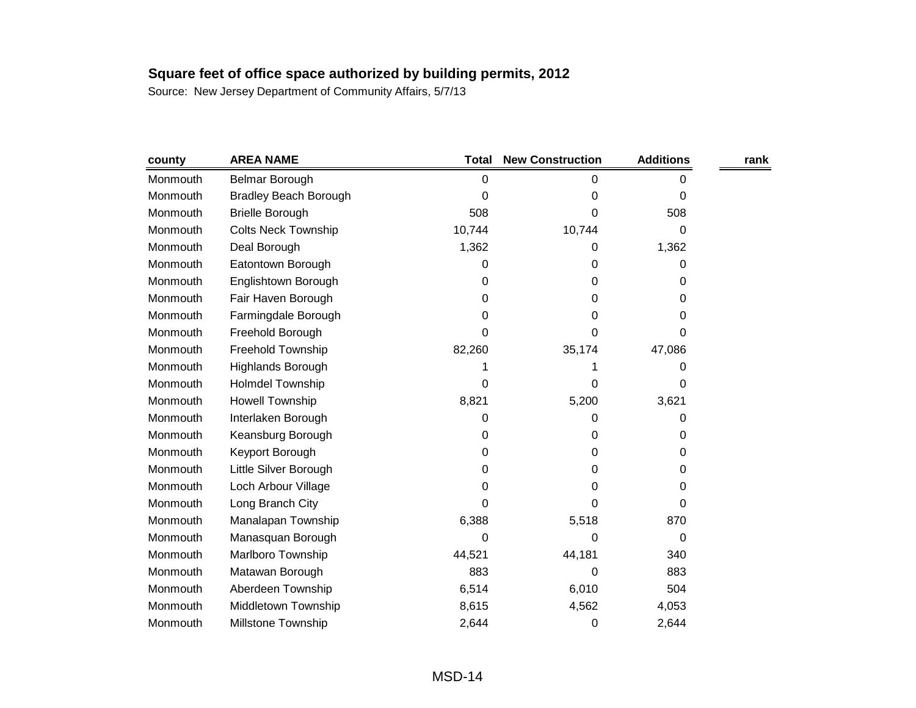**Square feet of office space authorized by building permits, 2012**

Source: New Jersey Department of Community Affairs, 5/7/13

| county | AREA NAME | Total | New Construction | Additions | rank |
|---|---|---|---|---|---|
| Monmouth | Belmar Borough | 0 | 0 | 0 | |
| Monmouth | Bradley Beach Borough | 0 | 0 | 0 | |
| Monmouth | Brielle Borough | 508 | 0 | 508 | |
| Monmouth | Colts Neck Township | 10,744 | 10,744 | 0 | |
| Monmouth | Deal Borough | 1,362 | 0 | 1,362 | |
| Monmouth | Eatontown Borough | 0 | 0 | 0 | |
| Monmouth | Englishtown Borough | 0 | 0 | 0 | |
| Monmouth | Fair Haven Borough | 0 | 0 | 0 | |
| Monmouth | Farmingdale Borough | 0 | 0 | 0 | |
| Monmouth | Freehold Borough | 0 | 0 | 0 | |
| Monmouth | Freehold Township | 82,260 | 35,174 | 47,086 | |
| Monmouth | Highlands Borough | 1 | 1 | 0 | |
| Monmouth | Holmdel Township | 0 | 0 | 0 | |
| Monmouth | Howell Township | 8,821 | 5,200 | 3,621 | |
| Monmouth | Interlaken Borough | 0 | 0 | 0 | |
| Monmouth | Keansburg Borough | 0 | 0 | 0 | |
| Monmouth | Keyport Borough | 0 | 0 | 0 | |
| Monmouth | Little Silver Borough | 0 | 0 | 0 | |
| Monmouth | Loch Arbour Village | 0 | 0 | 0 | |
| Monmouth | Long Branch City | 0 | 0 | 0 | |
| Monmouth | Manalapan Township | 6,388 | 5,518 | 870 | |
| Monmouth | Manasquan Borough | 0 | 0 | 0 | |
| Monmouth | Marlboro Township | 44,521 | 44,181 | 340 | |
| Monmouth | Matawan Borough | 883 | 0 | 883 | |
| Monmouth | Aberdeen Township | 6,514 | 6,010 | 504 | |
| Monmouth | Middletown Township | 8,615 | 4,562 | 4,053 | |
| Monmouth | Millstone Township | 2,644 | 0 | 2,644 | |

MSD-14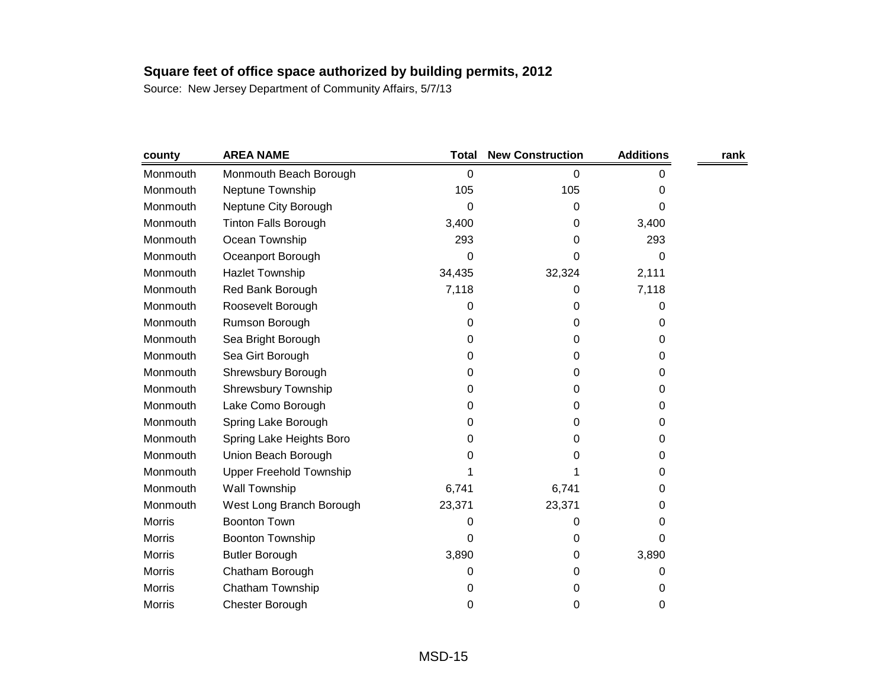**Square feet of office space authorized by building permits, 2012**

Source: New Jersey Department of Community Affairs, 5/7/13

| county | AREA NAME | Total | New Construction | Additions | rank |
|---|---|---|---|---|---|
| Monmouth | Monmouth Beach Borough | 0 | 0 | 0 | |
| Monmouth | Neptune Township | 105 | 105 | 0 | |
| Monmouth | Neptune City Borough | 0 | 0 | 0 | |
| Monmouth | Tinton Falls Borough | 3,400 | 0 | 3,400 | |
| Monmouth | Ocean Township | 293 | 0 | 293 | |
| Monmouth | Oceanport Borough | 0 | 0 | 0 | |
| Monmouth | Hazlet Township | 34,435 | 32,324 | 2,111 | |
| Monmouth | Red Bank Borough | 7,118 | 0 | 7,118 | |
| Monmouth | Roosevelt Borough | 0 | 0 | 0 | |
| Monmouth | Rumson Borough | 0 | 0 | 0 | |
| Monmouth | Sea Bright Borough | 0 | 0 | 0 | |
| Monmouth | Sea Girt Borough | 0 | 0 | 0 | |
| Monmouth | Shrewsbury Borough | 0 | 0 | 0 | |
| Monmouth | Shrewsbury Township | 0 | 0 | 0 | |
| Monmouth | Lake Como Borough | 0 | 0 | 0 | |
| Monmouth | Spring Lake Borough | 0 | 0 | 0 | |
| Monmouth | Spring Lake Heights Boro | 0 | 0 | 0 | |
| Monmouth | Union Beach Borough | 0 | 0 | 0 | |
| Monmouth | Upper Freehold Township | 1 | 1 | 0 | |
| Monmouth | Wall Township | 6,741 | 6,741 | 0 | |
| Monmouth | West Long Branch Borough | 23,371 | 23,371 | 0 | |
| Morris | Boonton Town | 0 | 0 | 0 | |
| Morris | Boonton Township | 0 | 0 | 0 | |
| Morris | Butler Borough | 3,890 | 0 | 3,890 | |
| Morris | Chatham Borough | 0 | 0 | 0 | |
| Morris | Chatham Township | 0 | 0 | 0 | |
| Morris | Chester Borough | 0 | 0 | 0 | |

MSD-15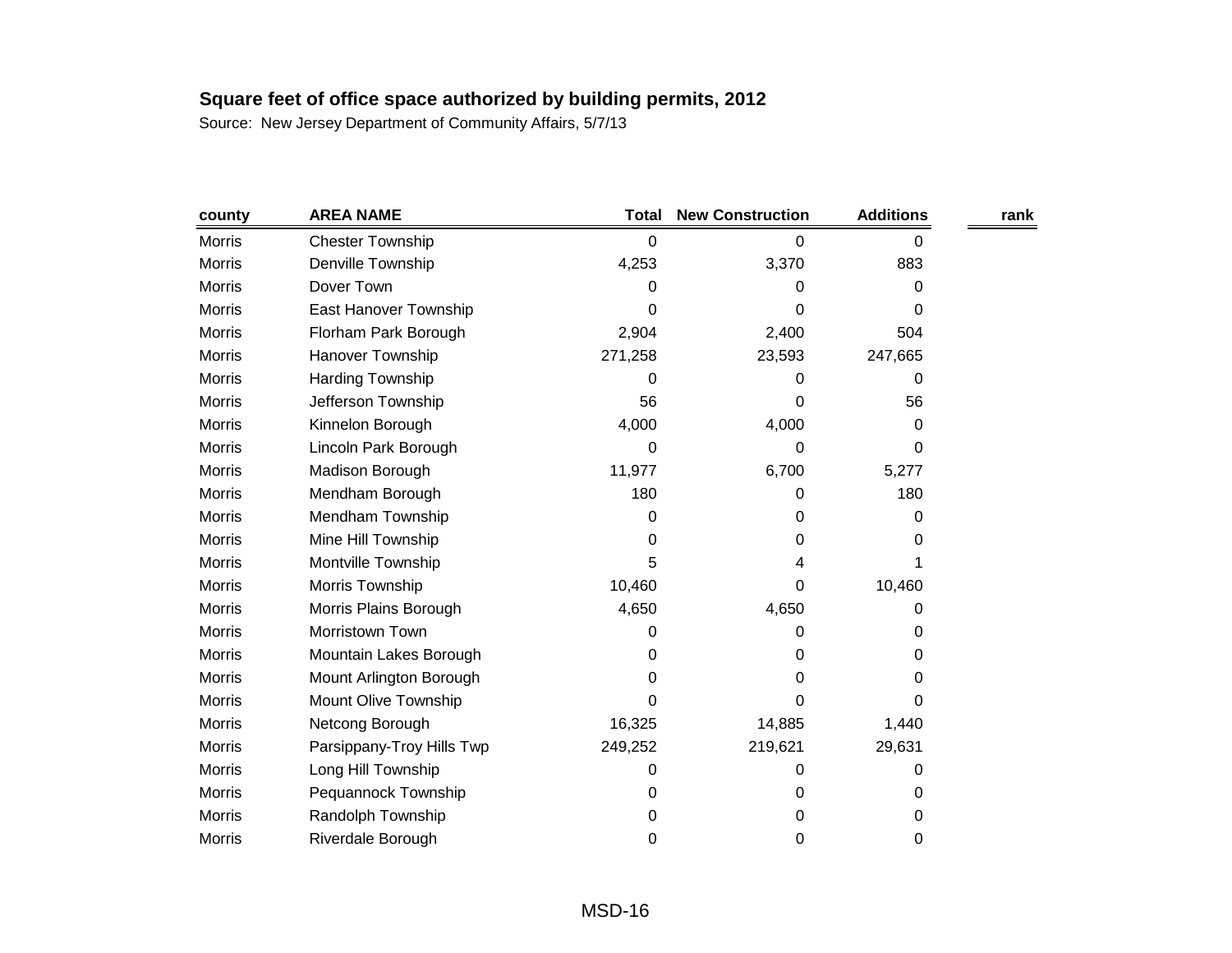**Square feet of office space authorized by building permits, 2012**

Source: New Jersey Department of Community Affairs, 5/7/13

| county | AREA NAME | Total | New Construction | Additions | rank |
|---|---|---|---|---|---|
| Morris | Chester Township | 0 | 0 | 0 | |
| Morris | Denville Township | 4,253 | 3,370 | 883 | |
| Morris | Dover Town | 0 | 0 | 0 | |
| Morris | East Hanover Township | 0 | 0 | 0 | |
| Morris | Florham Park Borough | 2,904 | 2,400 | 504 | |
| Morris | Hanover Township | 271,258 | 23,593 | 247,665 | |
| Morris | Harding Township | 0 | 0 | 0 | |
| Morris | Jefferson Township | 56 | 0 | 56 | |
| Morris | Kinnelon Borough | 4,000 | 4,000 | 0 | |
| Morris | Lincoln Park Borough | 0 | 0 | 0 | |
| Morris | Madison Borough | 11,977 | 6,700 | 5,277 | |
| Morris | Mendham Borough | 180 | 0 | 180 | |
| Morris | Mendham Township | 0 | 0 | 0 | |
| Morris | Mine Hill Township | 0 | 0 | 0 | |
| Morris | Montville Township | 5 | 4 | 1 | |
| Morris | Morris Township | 10,460 | 0 | 10,460 | |
| Morris | Morris Plains Borough | 4,650 | 4,650 | 0 | |
| Morris | Morristown Town | 0 | 0 | 0 | |
| Morris | Mountain Lakes Borough | 0 | 0 | 0 | |
| Morris | Mount Arlington Borough | 0 | 0 | 0 | |
| Morris | Mount Olive Township | 0 | 0 | 0 | |
| Morris | Netcong Borough | 16,325 | 14,885 | 1,440 | |
| Morris | Parsippany-Troy Hills Twp | 249,252 | 219,621 | 29,631 | |
| Morris | Long Hill Township | 0 | 0 | 0 | |
| Morris | Pequannock Township | 0 | 0 | 0 | |
| Morris | Randolph Township | 0 | 0 | 0 | |
| Morris | Riverdale Borough | 0 | 0 | 0 | |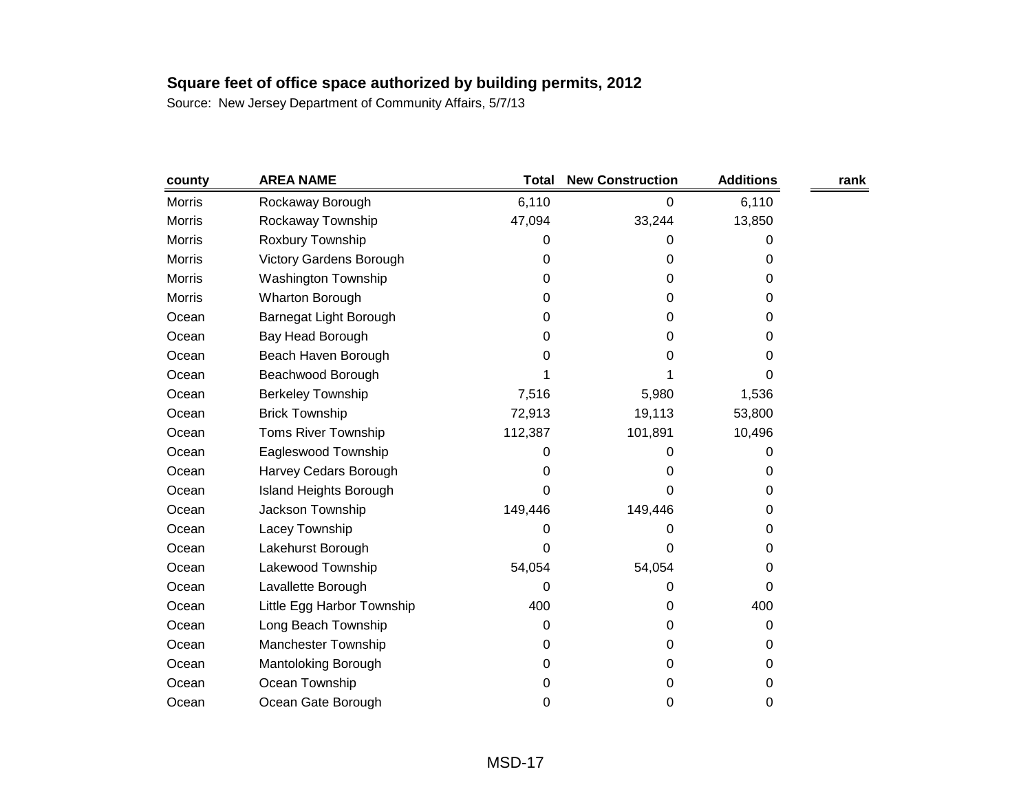**Square feet of office space authorized by building permits, 2012**

Source: New Jersey Department of Community Affairs, 5/7/13

| county | AREA NAME | Total | New Construction | Additions | rank |
|---|---|---|---|---|---|
| Morris | Rockaway Borough | 6,110 | 0 | 6,110 | |
| Morris | Rockaway Township | 47,094 | 33,244 | 13,850 | |
| Morris | Roxbury Township | 0 | 0 | 0 | |
| Morris | Victory Gardens Borough | 0 | 0 | 0 | |
| Morris | Washington Township | 0 | 0 | 0 | |
| Morris | Wharton Borough | 0 | 0 | 0 | |
| Ocean | Barnegat Light Borough | 0 | 0 | 0 | |
| Ocean | Bay Head Borough | 0 | 0 | 0 | |
| Ocean | Beach Haven Borough | 0 | 0 | 0 | |
| Ocean | Beachwood Borough | 1 | 1 | 0 | |
| Ocean | Berkeley Township | 7,516 | 5,980 | 1,536 | |
| Ocean | Brick Township | 72,913 | 19,113 | 53,800 | |
| Ocean | Toms River Township | 112,387 | 101,891 | 10,496 | |
| Ocean | Eagleswood Township | 0 | 0 | 0 | |
| Ocean | Harvey Cedars Borough | 0 | 0 | 0 | |
| Ocean | Island Heights Borough | 0 | 0 | 0 | |
| Ocean | Jackson Township | 149,446 | 149,446 | 0 | |
| Ocean | Lacey Township | 0 | 0 | 0 | |
| Ocean | Lakehurst Borough | 0 | 0 | 0 | |
| Ocean | Lakewood Township | 54,054 | 54,054 | 0 | |
| Ocean | Lavallette Borough | 0 | 0 | 0 | |
| Ocean | Little Egg Harbor Township | 400 | 0 | 400 | |
| Ocean | Long Beach Township | 0 | 0 | 0 | |
| Ocean | Manchester Township | 0 | 0 | 0 | |
| Ocean | Mantoloking Borough | 0 | 0 | 0 | |
| Ocean | Ocean Township | 0 | 0 | 0 | |
| Ocean | Ocean Gate Borough | 0 | 0 | 0 | |

MSD-17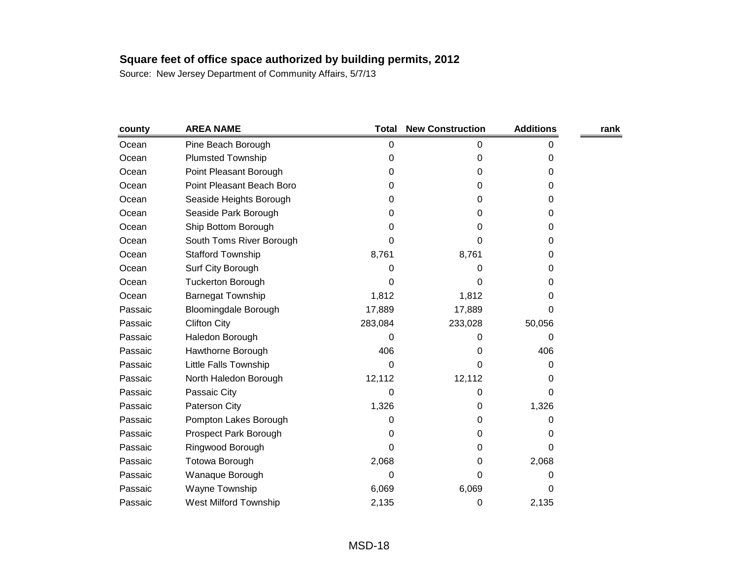**Square feet of office space authorized by building permits, 2012**

Source: New Jersey Department of Community Affairs, 5/7/13

| county | AREA NAME | Total | New Construction | Additions | rank |
|---|---|---|---|---|---|
| Ocean | Pine Beach Borough | 0 | 0 | 0 | |
| Ocean | Plumsted Township | 0 | 0 | 0 | |
| Ocean | Point Pleasant Borough | 0 | 0 | 0 | |
| Ocean | Point Pleasant Beach Boro | 0 | 0 | 0 | |
| Ocean | Seaside Heights Borough | 0 | 0 | 0 | |
| Ocean | Seaside Park Borough | 0 | 0 | 0 | |
| Ocean | Ship Bottom Borough | 0 | 0 | 0 | |
| Ocean | South Toms River Borough | 0 | 0 | 0 | |
| Ocean | Stafford Township | 8,761 | 8,761 | 0 | |
| Ocean | Surf City Borough | 0 | 0 | 0 | |
| Ocean | Tuckerton Borough | 0 | 0 | 0 | |
| Ocean | Barnegat Township | 1,812 | 1,812 | 0 | |
| Passaic | Bloomingdale Borough | 17,889 | 17,889 | 0 | |
| Passaic | Clifton City | 283,084 | 233,028 | 50,056 | |
| Passaic | Haledon Borough | 0 | 0 | 0 | |
| Passaic | Hawthorne Borough | 406 | 0 | 406 | |
| Passaic | Little Falls Township | 0 | 0 | 0 | |
| Passaic | North Haledon Borough | 12,112 | 12,112 | 0 | |
| Passaic | Passaic City | 0 | 0 | 0 | |
| Passaic | Paterson City | 1,326 | 0 | 1,326 | |
| Passaic | Pompton Lakes Borough | 0 | 0 | 0 | |
| Passaic | Prospect Park Borough | 0 | 0 | 0 | |
| Passaic | Ringwood Borough | 0 | 0 | 0 | |
| Passaic | Totowa Borough | 2,068 | 0 | 2,068 | |
| Passaic | Wanaque Borough | 0 | 0 | 0 | |
| Passaic | Wayne Township | 6,069 | 6,069 | 0 | |
| Passaic | West Milford Township | 2,135 | 0 | 2,135 | |

MSD-18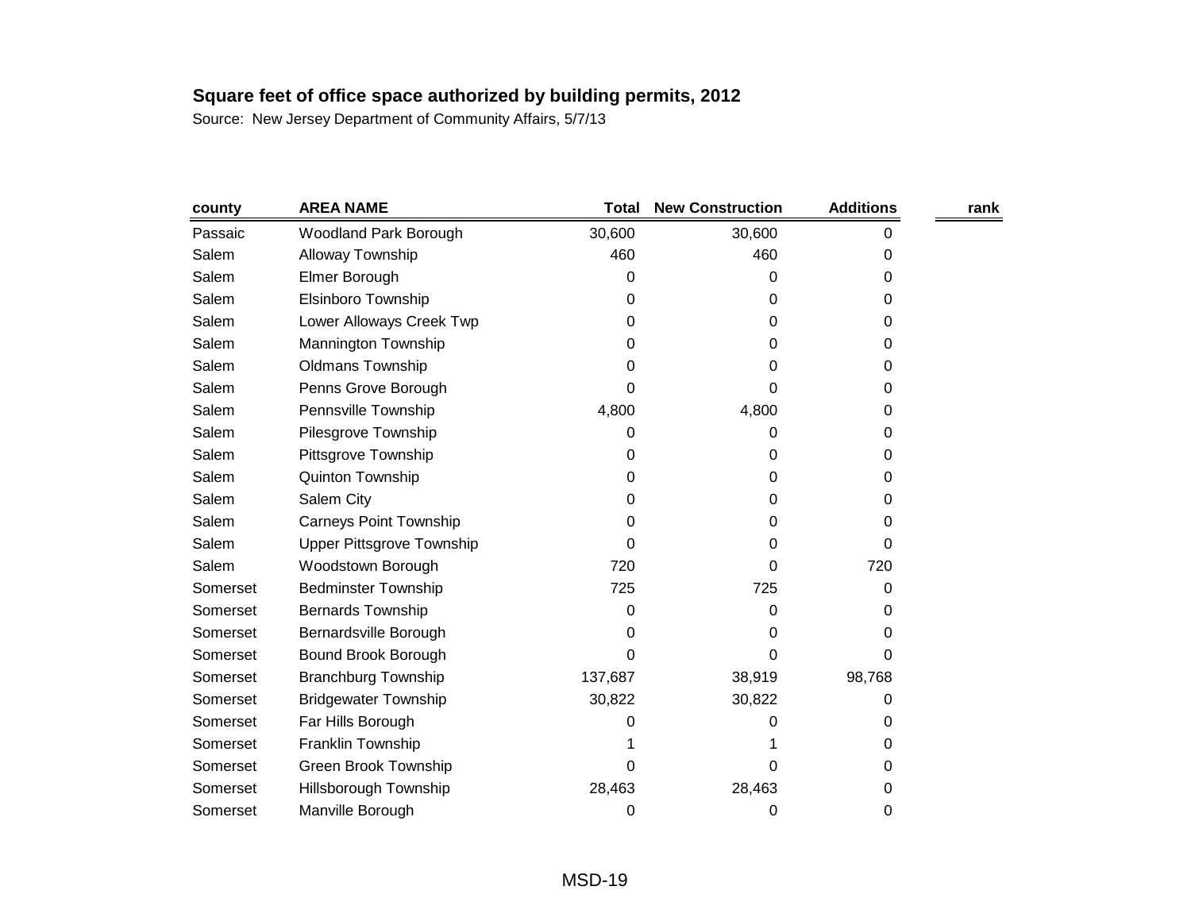**Square feet of office space authorized by building permits, 2012**

Source: New Jersey Department of Community Affairs, 5/7/13

| county | AREA NAME | Total | New Construction | Additions | rank |
|---|---|---|---|---|---|
| Passaic | Woodland Park Borough | 30,600 | 30,600 | 0 | |
| Salem | Alloway Township | 460 | 460 | 0 | |
| Salem | Elmer Borough | 0 | 0 | 0 | |
| Salem | Elsinboro Township | 0 | 0 | 0 | |
| Salem | Lower Alloways Creek Twp | 0 | 0 | 0 | |
| Salem | Mannington Township | 0 | 0 | 0 | |
| Salem | Oldmans Township | 0 | 0 | 0 | |
| Salem | Penns Grove Borough | 0 | 0 | 0 | |
| Salem | Pennsville Township | 4,800 | 4,800 | 0 | |
| Salem | Pilesgrove Township | 0 | 0 | 0 | |
| Salem | Pittsgrove Township | 0 | 0 | 0 | |
| Salem | Quinton Township | 0 | 0 | 0 | |
| Salem | Salem City | 0 | 0 | 0 | |
| Salem | Carneys Point Township | 0 | 0 | 0 | |
| Salem | Upper Pittsgrove Township | 0 | 0 | 0 | |
| Salem | Woodstown Borough | 720 | 0 | 720 | |
| Somerset | Bedminster Township | 725 | 725 | 0 | |
| Somerset | Bernards Township | 0 | 0 | 0 | |
| Somerset | Bernardsville Borough | 0 | 0 | 0 | |
| Somerset | Bound Brook Borough | 0 | 0 | 0 | |
| Somerset | Branchburg Township | 137,687 | 38,919 | 98,768 | |
| Somerset | Bridgewater Township | 30,822 | 30,822 | 0 | |
| Somerset | Far Hills Borough | 0 | 0 | 0 | |
| Somerset | Franklin Township | 1 | 1 | 0 | |
| Somerset | Green Brook Township | 0 | 0 | 0 | |
| Somerset | Hillsborough Township | 28,463 | 28,463 | 0 | |
| Somerset | Manville Borough | 0 | 0 | 0 | |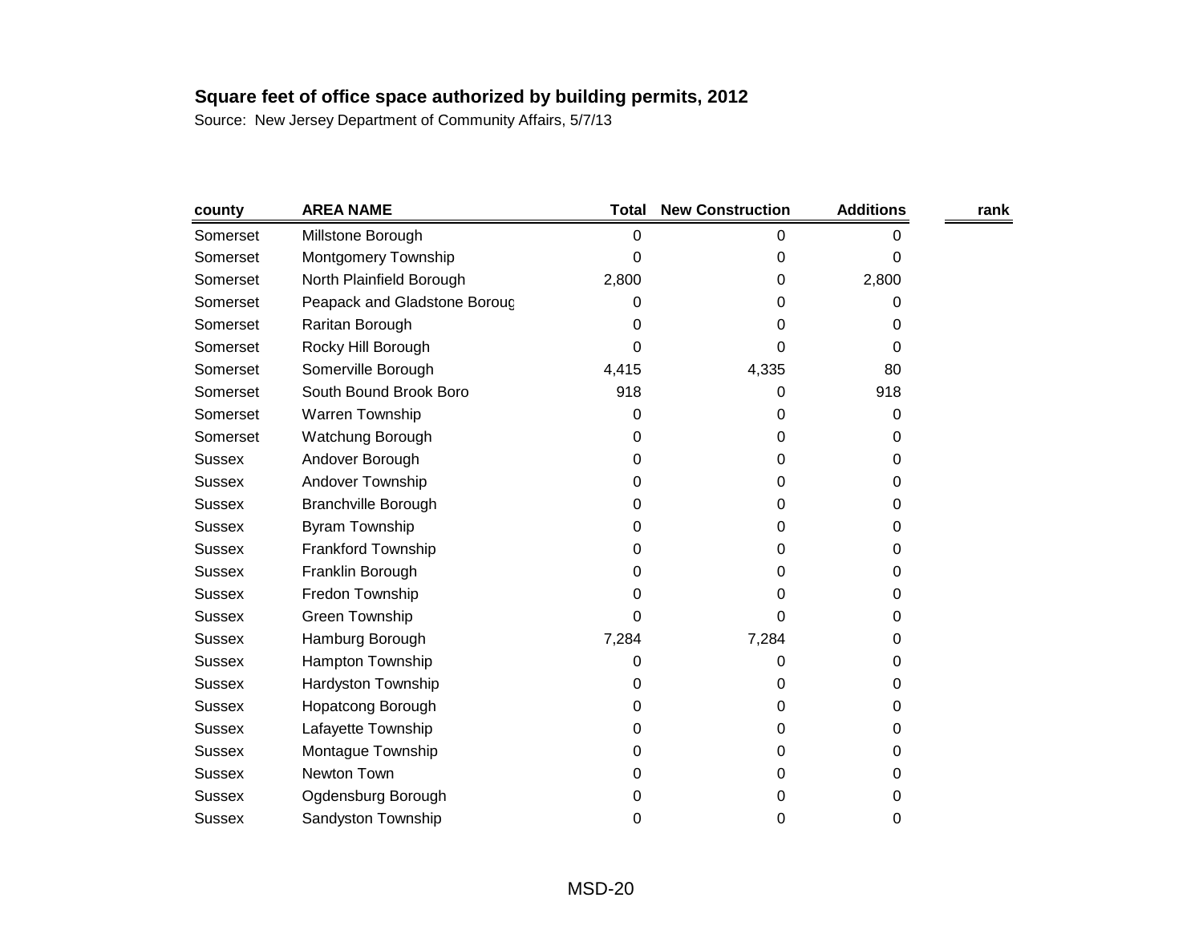**Square feet of office space authorized by building permits, 2012**

Source: New Jersey Department of Community Affairs, 5/7/13

| county | AREA NAME | Total | New Construction | Additions | rank |
|---|---|---|---|---|---|
| Somerset | Millstone Borough | 0 | 0 | 0 | |
| Somerset | Montgomery Township | 0 | 0 | 0 | |
| Somerset | North Plainfield Borough | 2,800 | 0 | 2,800 | |
| Somerset | Peapack and Gladstone Boroug | 0 | 0 | 0 | |
| Somerset | Raritan Borough | 0 | 0 | 0 | |
| Somerset | Rocky Hill Borough | 0 | 0 | 0 | |
| Somerset | Somerville Borough | 4,415 | 4,335 | 80 | |
| Somerset | South Bound Brook Boro | 918 | 0 | 918 | |
| Somerset | Warren Township | 0 | 0 | 0 | |
| Somerset | Watchung Borough | 0 | 0 | 0 | |
| Sussex | Andover Borough | 0 | 0 | 0 | |
| Sussex | Andover Township | 0 | 0 | 0 | |
| Sussex | Branchville Borough | 0 | 0 | 0 | |
| Sussex | Byram Township | 0 | 0 | 0 | |
| Sussex | Frankford Township | 0 | 0 | 0 | |
| Sussex | Franklin Borough | 0 | 0 | 0 | |
| Sussex | Fredon Township | 0 | 0 | 0 | |
| Sussex | Green Township | 0 | 0 | 0 | |
| Sussex | Hamburg Borough | 7,284 | 7,284 | 0 | |
| Sussex | Hampton Township | 0 | 0 | 0 | |
| Sussex | Hardyston Township | 0 | 0 | 0 | |
| Sussex | Hopatcong Borough | 0 | 0 | 0 | |
| Sussex | Lafayette Township | 0 | 0 | 0 | |
| Sussex | Montague Township | 0 | 0 | 0 | |
| Sussex | Newton Town | 0 | 0 | 0 | |
| Sussex | Ogdensburg Borough | 0 | 0 | 0 | |
| Sussex | Sandyston Township | 0 | 0 | 0 | |

MSD-20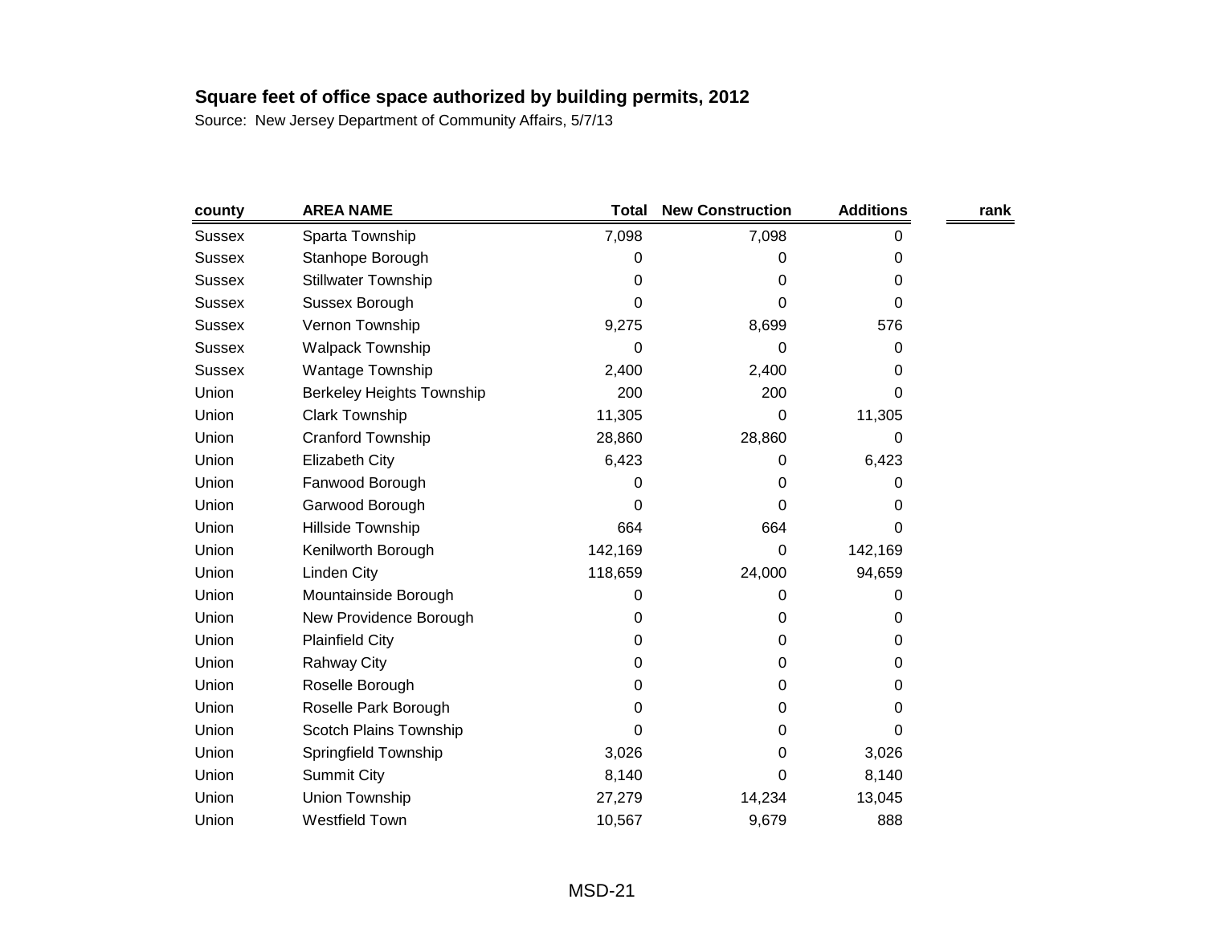**Square feet of office space authorized by building permits, 2012**

Source: New Jersey Department of Community Affairs, 5/7/13

| county | AREA NAME | Total | New Construction | Additions | rank |
|---|---|---|---|---|---|
| Sussex | Sparta Township | 7,098 | 7,098 | 0 | |
| Sussex | Stanhope Borough | 0 | 0 | 0 | |
| Sussex | Stillwater Township | 0 | 0 | 0 | |
| Sussex | Sussex Borough | 0 | 0 | 0 | |
| Sussex | Vernon Township | 9,275 | 8,699 | 576 | |
| Sussex | Walpack Township | 0 | 0 | 0 | |
| Sussex | Wantage Township | 2,400 | 2,400 | 0 | |
| Union | Berkeley Heights Township | 200 | 200 | 0 | |
| Union | Clark Township | 11,305 | 0 | 11,305 | |
| Union | Cranford Township | 28,860 | 28,860 | 0 | |
| Union | Elizabeth City | 6,423 | 0 | 6,423 | |
| Union | Fanwood Borough | 0 | 0 | 0 | |
| Union | Garwood Borough | 0 | 0 | 0 | |
| Union | Hillside Township | 664 | 664 | 0 | |
| Union | Kenilworth Borough | 142,169 | 0 | 142,169 | |
| Union | Linden City | 118,659 | 24,000 | 94,659 | |
| Union | Mountainside Borough | 0 | 0 | 0 | |
| Union | New Providence Borough | 0 | 0 | 0 | |
| Union | Plainfield City | 0 | 0 | 0 | |
| Union | Rahway City | 0 | 0 | 0 | |
| Union | Roselle Borough | 0 | 0 | 0 | |
| Union | Roselle Park Borough | 0 | 0 | 0 | |
| Union | Scotch Plains Township | 0 | 0 | 0 | |
| Union | Springfield Township | 3,026 | 0 | 3,026 | |
| Union | Summit City | 8,140 | 0 | 8,140 | |
| Union | Union Township | 27,279 | 14,234 | 13,045 | |
| Union | Westfield Town | 10,567 | 9,679 | 888 | |

MSD-21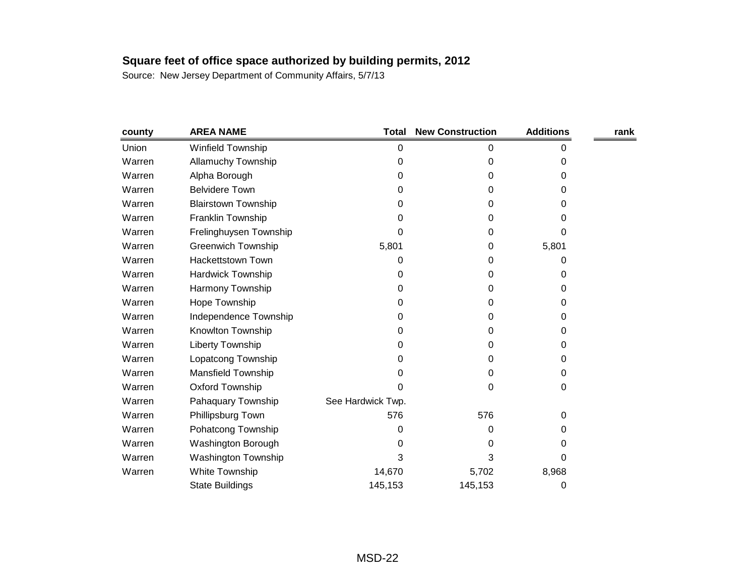**Square feet of office space authorized by building permits, 2012**

Source: New Jersey Department of Community Affairs, 5/7/13

| county | AREA NAME | Total | New Construction | Additions | rank |
|---|---|---|---|---|---|
| Union | Winfield Township | 0 | 0 | 0 | |
| Warren | Allamuchy Township | 0 | 0 | 0 | |
| Warren | Alpha Borough | 0 | 0 | 0 | |
| Warren | Belvidere Town | 0 | 0 | 0 | |
| Warren | Blairstown Township | 0 | 0 | 0 | |
| Warren | Franklin Township | 0 | 0 | 0 | |
| Warren | Frelinghuysen Township | 0 | 0 | 0 | |
| Warren | Greenwich Township | 5,801 | 0 | 5,801 | |
| Warren | Hackettstown Town | 0 | 0 | 0 | |
| Warren | Hardwick Township | 0 | 0 | 0 | |
| Warren | Harmony Township | 0 | 0 | 0 | |
| Warren | Hope Township | 0 | 0 | 0 | |
| Warren | Independence Township | 0 | 0 | 0 | |
| Warren | Knowlton Township | 0 | 0 | 0 | |
| Warren | Liberty Township | 0 | 0 | 0 | |
| Warren | Lopatcong Township | 0 | 0 | 0 | |
| Warren | Mansfield Township | 0 | 0 | 0 | |
| Warren | Oxford Township | 0 | 0 | 0 | |
| Warren | Pahaquary Township | See Hardwick Twp. | | | |
| Warren | Phillipsburg Town | 576 | 576 | 0 | |
| Warren | Pohatcong Township | 0 | 0 | 0 | |
| Warren | Washington Borough | 0 | 0 | 0 | |
| Warren | Washington Township | 3 | 3 | 0 | |
| Warren | White Township | 14,670 | 5,702 | 8,968 | |
| | State Buildings | 145,153 | 145,153 | 0 | |

MSD-22